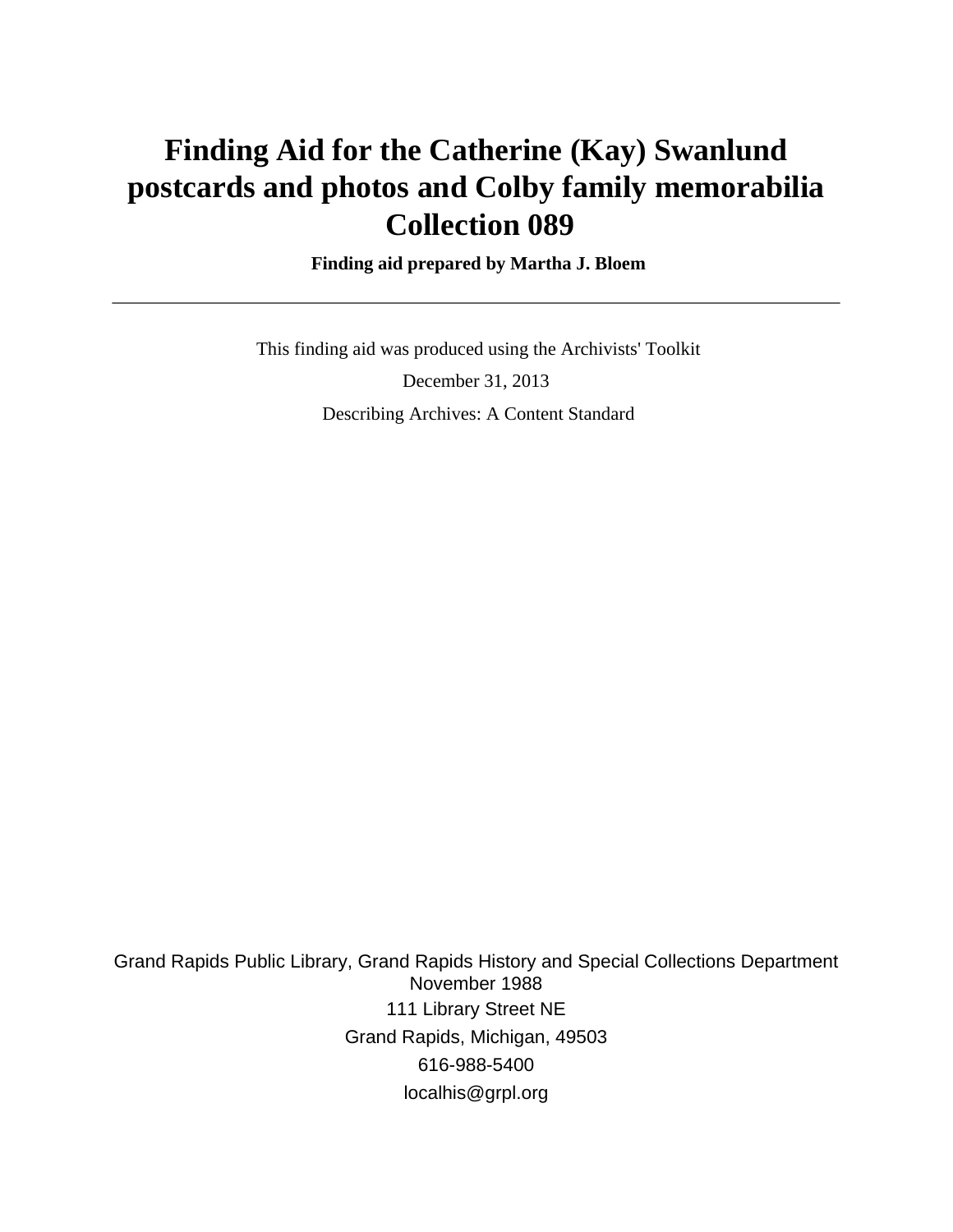# Finding Aid for the Catherine (Kay) Swanlund postcards and photos and Colby family memorabilia Collection 089

**Finding aid prepared by Martha J. Bloem**

---

This finding aid was produced using the Archivists' Toolkit

December 31, 2013

Describing Archives: A Content Standard

Grand Rapids Public Library, Grand Rapids History and Special Collections Department
November 1988
111 Library Street NE
Grand Rapids, Michigan, 49503
616-988-5400
localhis@grpl.org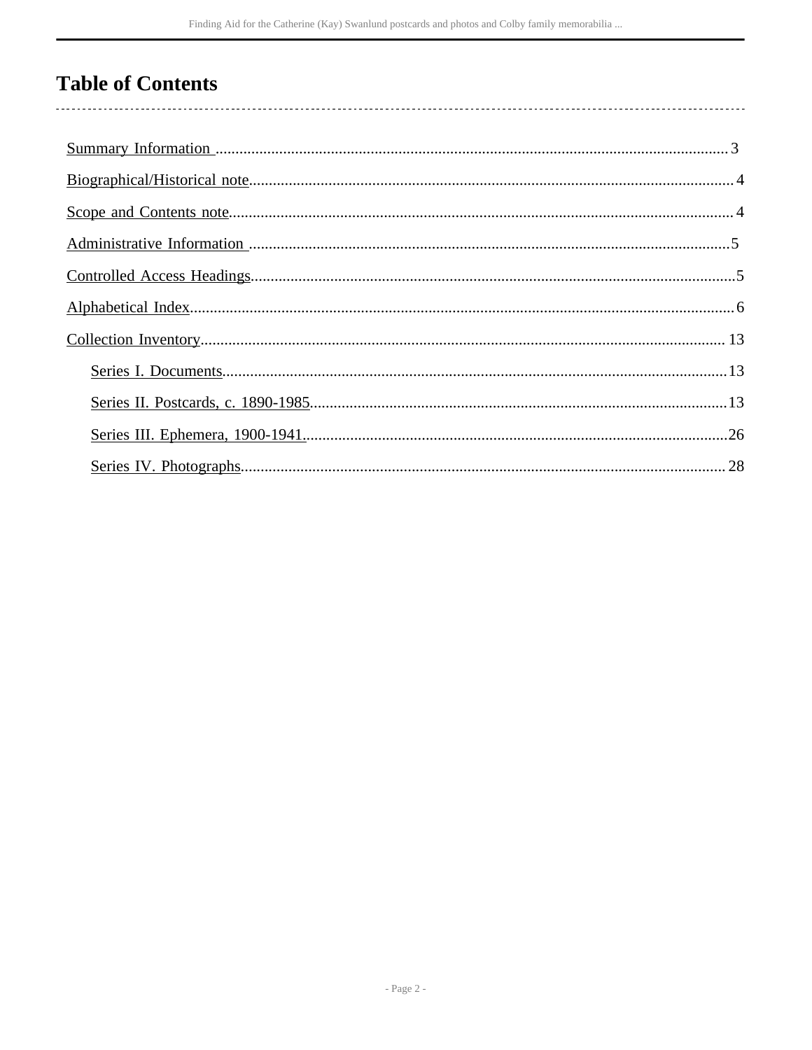# Table of Contents

- Summary Information ... 3
- Biographical/Historical note ... 4
- Scope and Contents note ... 4
- Administrative Information ... 5
- Controlled Access Headings ... 5
- Alphabetical Index ... 6
- Collection Inventory ... 13
  - Series I. Documents ... 13
  - Series II. Postcards, c. 1890-1985 ... 13
  - Series III. Ephemera, 1900-1941 ... 26
  - Series IV. Photographs ... 28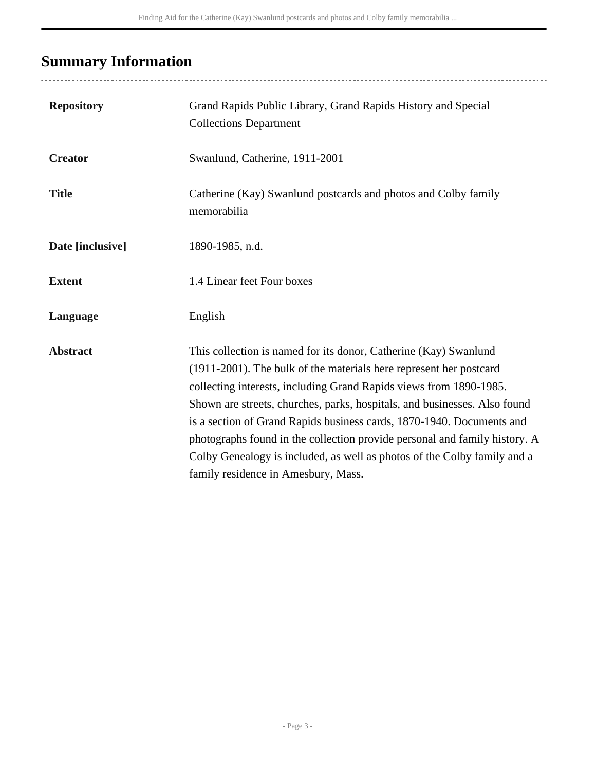## Summary Information

| | |
|---|---|
| **Repository** | Grand Rapids Public Library, Grand Rapids History and Special Collections Department |
| **Creator** | Swanlund, Catherine, 1911-2001 |
| **Title** | Catherine (Kay) Swanlund postcards and photos and Colby family memorabilia |
| **Date [inclusive]** | 1890-1985, n.d. |
| **Extent** | 1.4 Linear feet Four boxes |
| **Language** | English |
| **Abstract** | This collection is named for its donor, Catherine (Kay) Swanlund (1911-2001). The bulk of the materials here represent her postcard collecting interests, including Grand Rapids views from 1890-1985. Shown are streets, churches, parks, hospitals, and businesses. Also found is a section of Grand Rapids business cards, 1870-1940. Documents and photographs found in the collection provide personal and family history. A Colby Genealogy is included, as well as photos of the Colby family and a family residence in Amesbury, Mass. |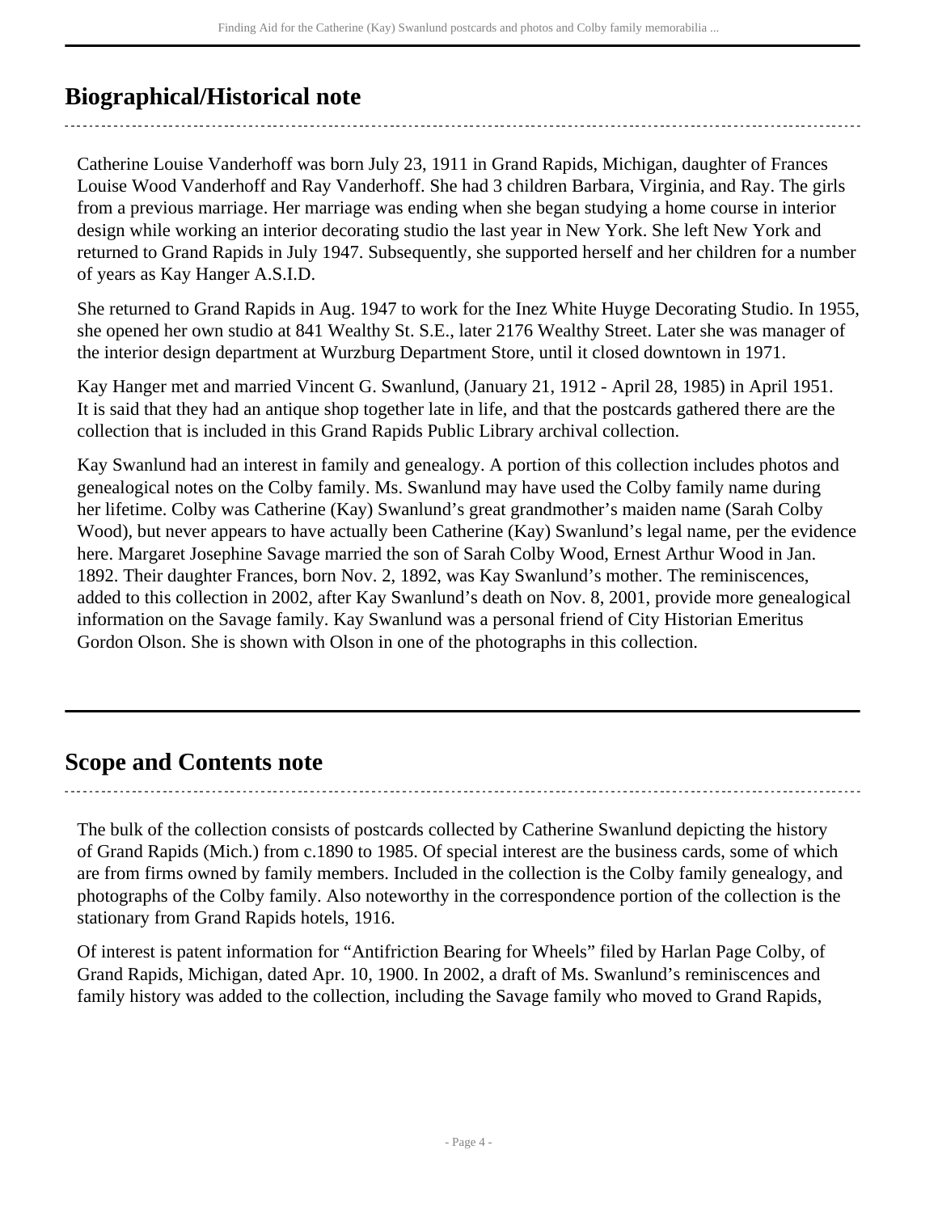## Biographical/Historical note

Catherine Louise Vanderhoff was born July 23, 1911 in Grand Rapids, Michigan, daughter of Frances Louise Wood Vanderhoff and Ray Vanderhoff. She had 3 children Barbara, Virginia, and Ray. The girls from a previous marriage. Her marriage was ending when she began studying a home course in interior design while working an interior decorating studio the last year in New York. She left New York and returned to Grand Rapids in July 1947. Subsequently, she supported herself and her children for a number of years as Kay Hanger A.S.I.D.

She returned to Grand Rapids in Aug. 1947 to work for the Inez White Huyge Decorating Studio. In 1955, she opened her own studio at 841 Wealthy St. S.E., later 2176 Wealthy Street. Later she was manager of the interior design department at Wurzburg Department Store, until it closed downtown in 1971.

Kay Hanger met and married Vincent G. Swanlund, (January 21, 1912 - April 28, 1985) in April 1951. It is said that they had an antique shop together late in life, and that the postcards gathered there are the collection that is included in this Grand Rapids Public Library archival collection.

Kay Swanlund had an interest in family and genealogy. A portion of this collection includes photos and genealogical notes on the Colby family. Ms. Swanlund may have used the Colby family name during her lifetime. Colby was Catherine (Kay) Swanlund's great grandmother's maiden name (Sarah Colby Wood), but never appears to have actually been Catherine (Kay) Swanlund's legal name, per the evidence here. Margaret Josephine Savage married the son of Sarah Colby Wood, Ernest Arthur Wood in Jan. 1892. Their daughter Frances, born Nov. 2, 1892, was Kay Swanlund's mother. The reminiscences, added to this collection in 2002, after Kay Swanlund's death on Nov. 8, 2001, provide more genealogical information on the Savage family. Kay Swanlund was a personal friend of City Historian Emeritus Gordon Olson. She is shown with Olson in one of the photographs in this collection.

## Scope and Contents note

The bulk of the collection consists of postcards collected by Catherine Swanlund depicting the history of Grand Rapids (Mich.) from c.1890 to 1985. Of special interest are the business cards, some of which are from firms owned by family members. Included in the collection is the Colby family genealogy, and photographs of the Colby family. Also noteworthy in the correspondence portion of the collection is the stationary from Grand Rapids hotels, 1916.

Of interest is patent information for "Antifriction Bearing for Wheels" filed by Harlan Page Colby, of Grand Rapids, Michigan, dated Apr. 10, 1900. In 2002, a draft of Ms. Swanlund's reminiscences and family history was added to the collection, including the Savage family who moved to Grand Rapids,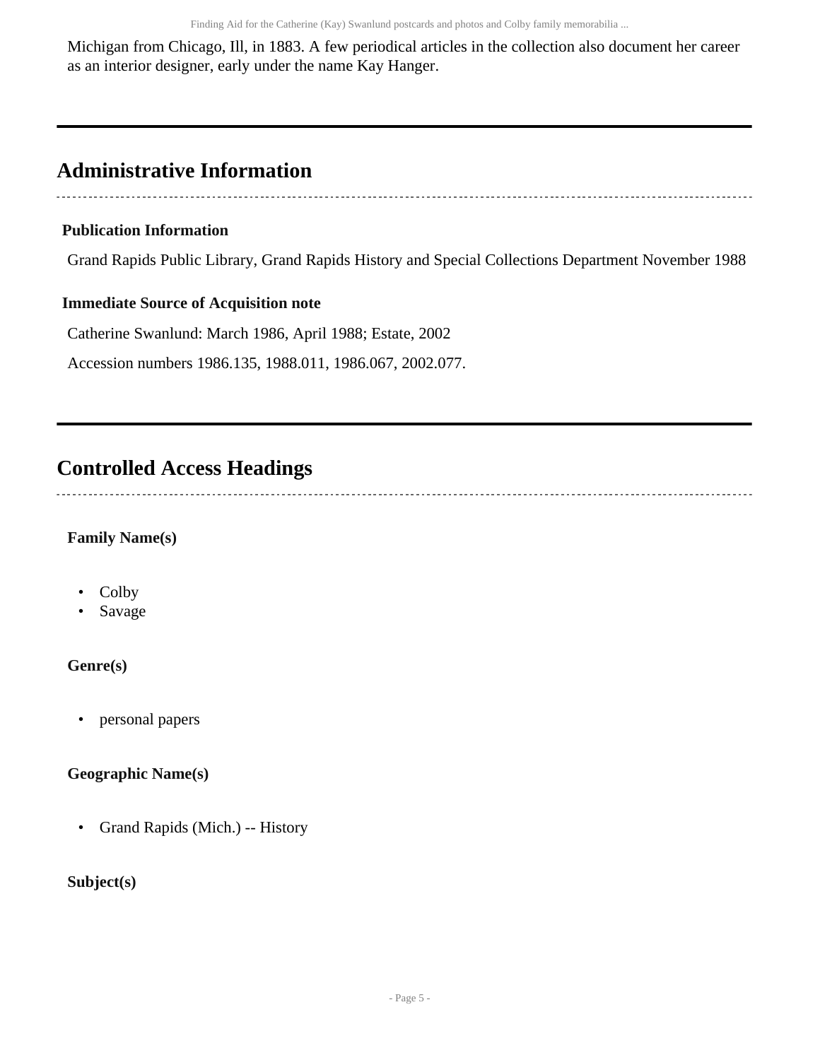Michigan from Chicago, Ill, in 1883. A few periodical articles in the collection also document her career as an interior designer, early under the name Kay Hanger.

## Administrative Information

**Publication Information**

Grand Rapids Public Library, Grand Rapids History and Special Collections Department November 1988

**Immediate Source of Acquisition note**

Catherine Swanlund: March 1986, April 1988; Estate, 2002

Accession numbers 1986.135, 1988.011, 1986.067, 2002.077.

## Controlled Access Headings

**Family Name(s)**

- Colby
- Savage

**Genre(s)**

- personal papers

**Geographic Name(s)**

- Grand Rapids (Mich.) -- History

**Subject(s)**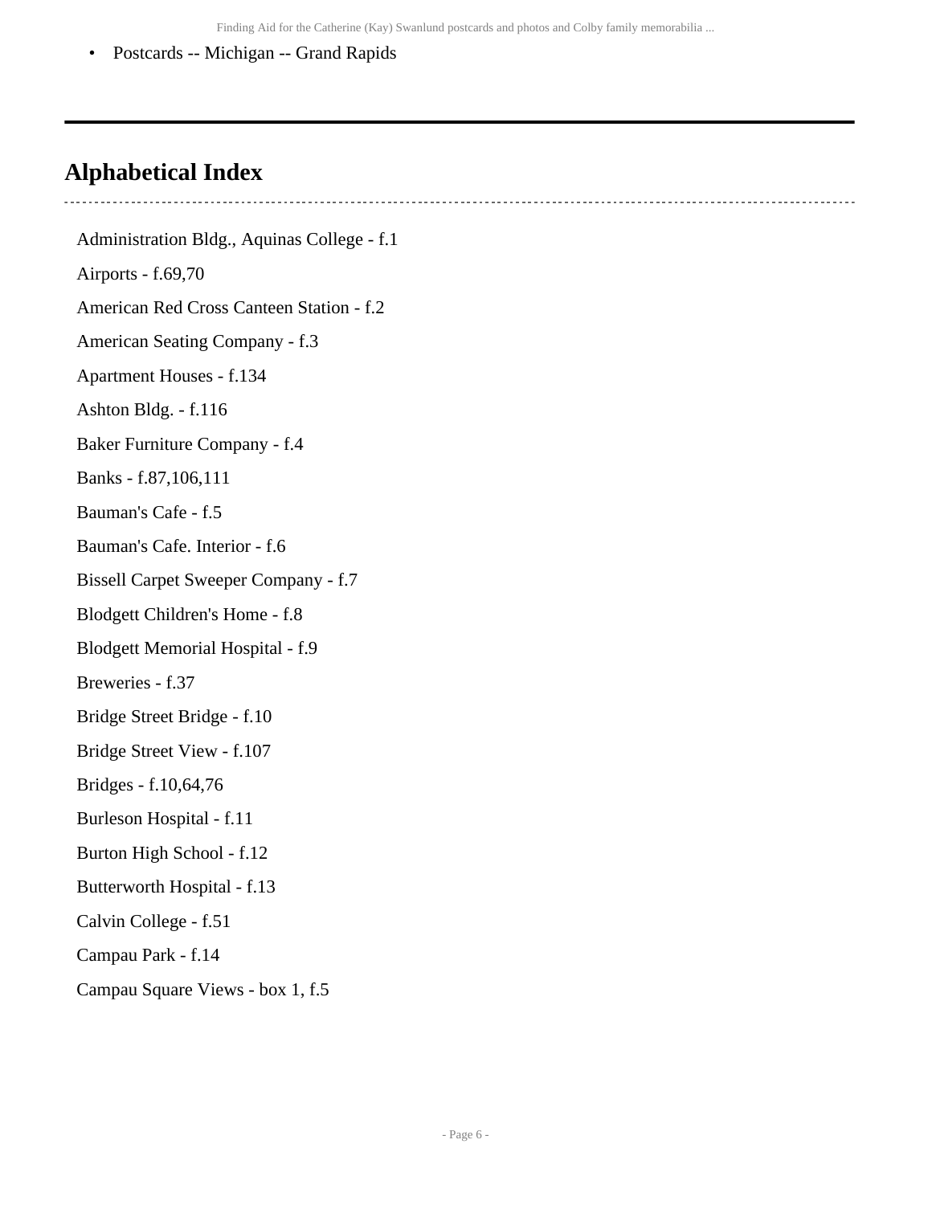- Postcards -- Michigan -- Grand Rapids

---

## Alphabetical Index

Administration Bldg., Aquinas College - f.1

Airports - f.69,70

American Red Cross Canteen Station - f.2

American Seating Company - f.3

Apartment Houses - f.134

Ashton Bldg. - f.116

Baker Furniture Company - f.4

Banks - f.87,106,111

Bauman's Cafe - f.5

Bauman's Cafe. Interior - f.6

Bissell Carpet Sweeper Company - f.7

Blodgett Children's Home - f.8

Blodgett Memorial Hospital - f.9

Breweries - f.37

Bridge Street Bridge - f.10

Bridge Street View - f.107

Bridges - f.10,64,76

Burleson Hospital - f.11

Burton High School - f.12

Butterworth Hospital - f.13

Calvin College - f.51

Campau Park - f.14

Campau Square Views - box 1, f.5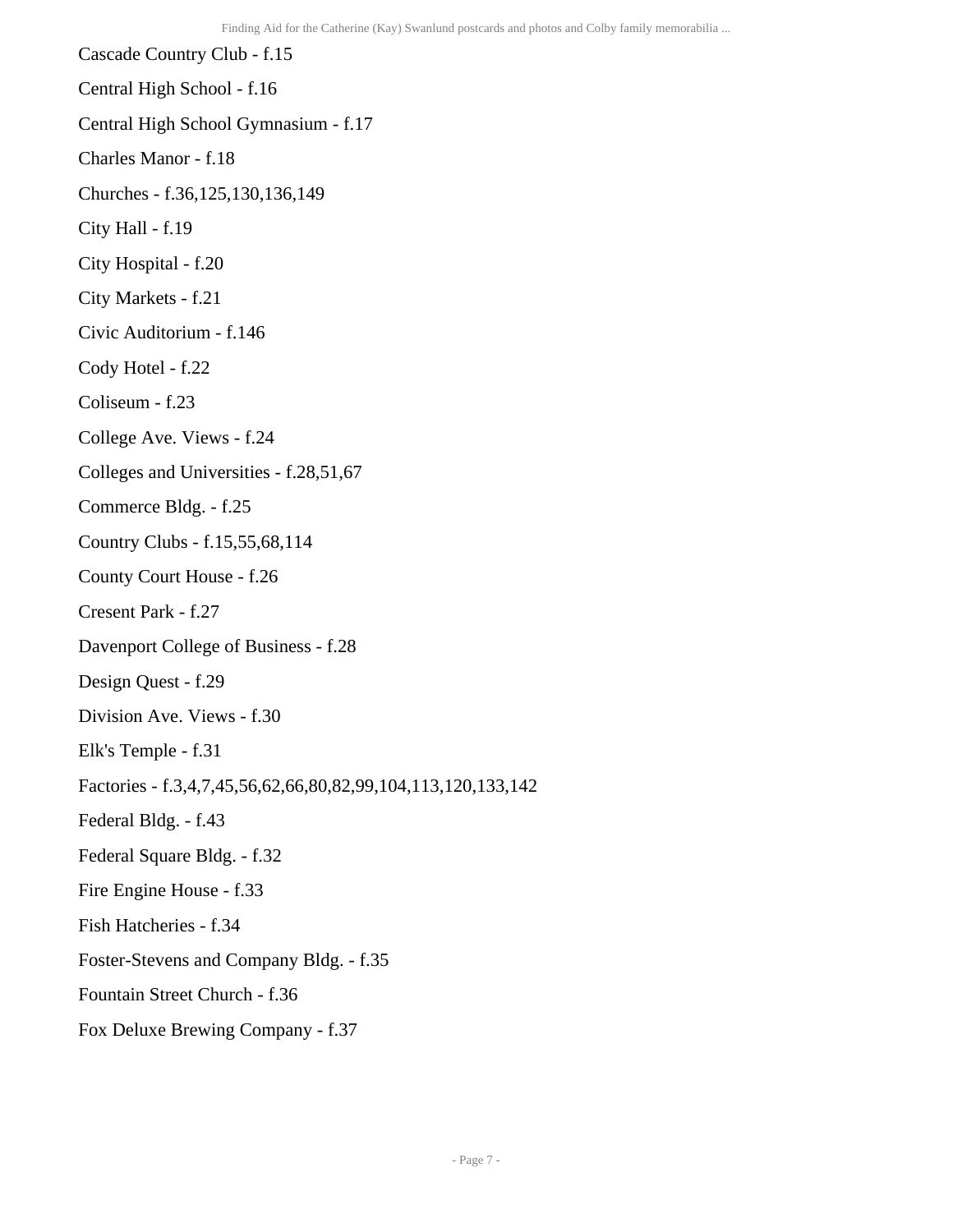Cascade Country Club - f.15

Central High School - f.16

Central High School Gymnasium - f.17

Charles Manor - f.18

Churches - f.36,125,130,136,149

City Hall - f.19

City Hospital - f.20

City Markets - f.21

Civic Auditorium - f.146

Cody Hotel - f.22

Coliseum - f.23

College Ave. Views - f.24

Colleges and Universities - f.28,51,67

Commerce Bldg. - f.25

Country Clubs - f.15,55,68,114

County Court House - f.26

Cresent Park - f.27

Davenport College of Business - f.28

Design Quest - f.29

Division Ave. Views - f.30

Elk's Temple - f.31

Factories - f.3,4,7,45,56,62,66,80,82,99,104,113,120,133,142

Federal Bldg. - f.43

Federal Square Bldg. - f.32

Fire Engine House - f.33

Fish Hatcheries - f.34

Foster-Stevens and Company Bldg. - f.35

Fountain Street Church - f.36

Fox Deluxe Brewing Company - f.37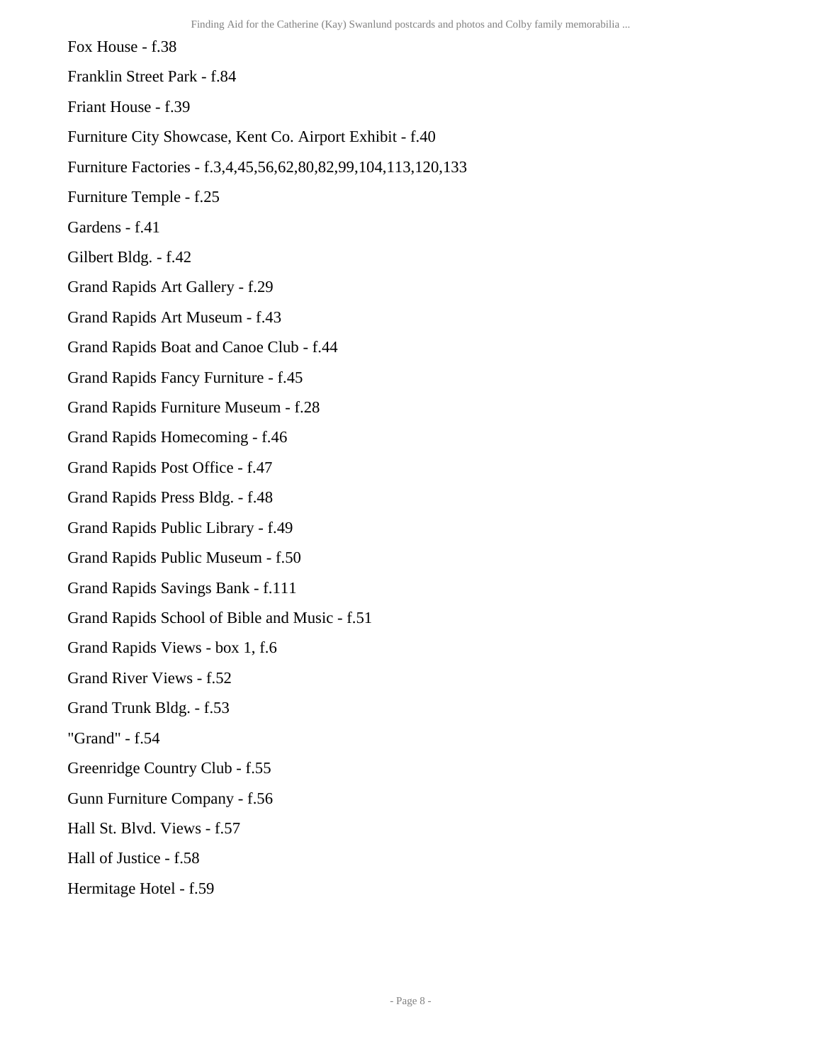Fox House - f.38

Franklin Street Park - f.84

Friant House - f.39

Furniture City Showcase, Kent Co. Airport Exhibit - f.40

Furniture Factories - f.3,4,45,56,62,80,82,99,104,113,120,133

Furniture Temple - f.25

Gardens - f.41

Gilbert Bldg. - f.42

Grand Rapids Art Gallery - f.29

Grand Rapids Art Museum - f.43

Grand Rapids Boat and Canoe Club - f.44

Grand Rapids Fancy Furniture - f.45

Grand Rapids Furniture Museum - f.28

Grand Rapids Homecoming - f.46

Grand Rapids Post Office - f.47

Grand Rapids Press Bldg. - f.48

Grand Rapids Public Library - f.49

Grand Rapids Public Museum - f.50

Grand Rapids Savings Bank - f.111

Grand Rapids School of Bible and Music - f.51

Grand Rapids Views - box 1, f.6

Grand River Views - f.52

Grand Trunk Bldg. - f.53

"Grand" - f.54

Greenridge Country Club - f.55

Gunn Furniture Company - f.56

Hall St. Blvd. Views - f.57

Hall of Justice - f.58

Hermitage Hotel - f.59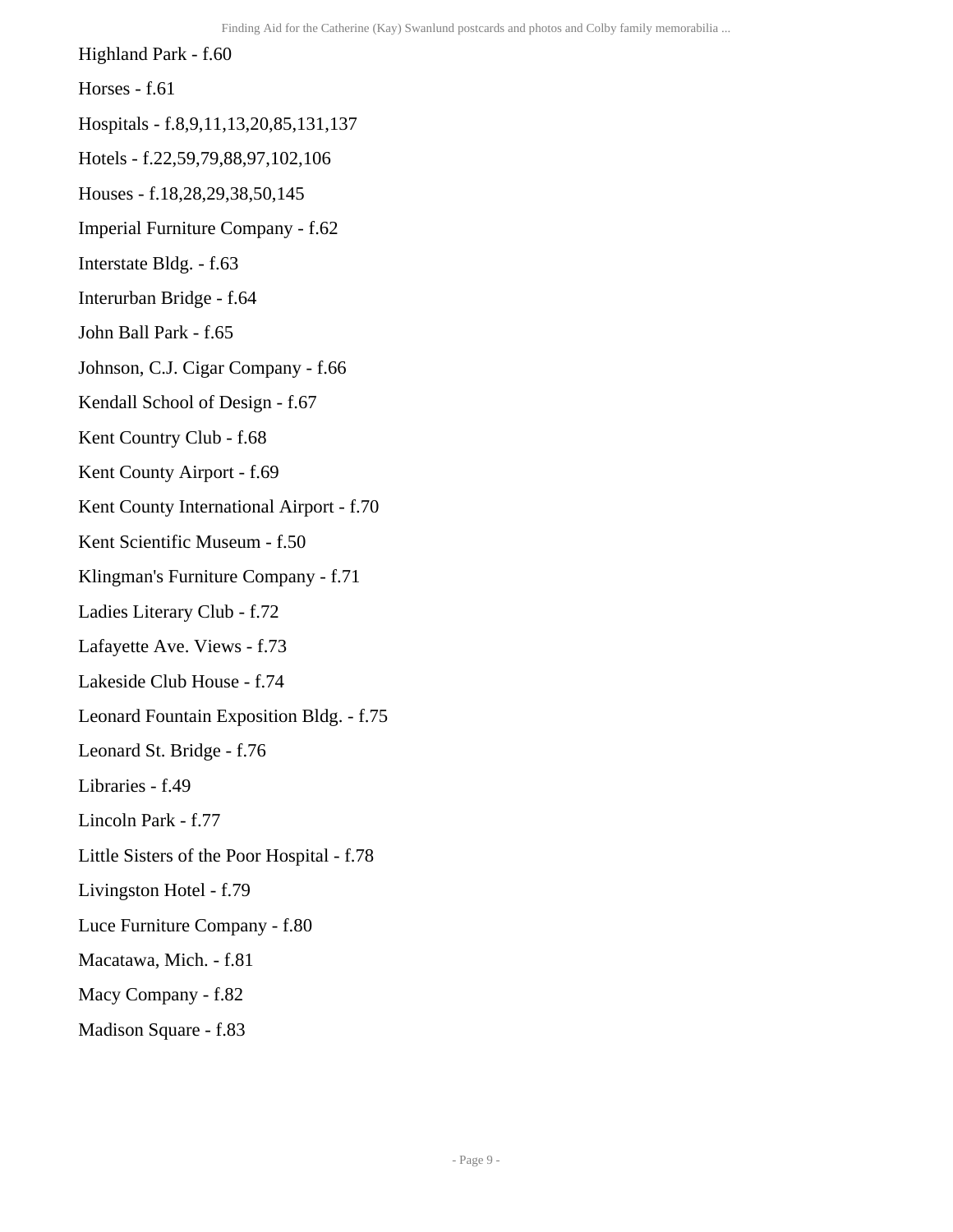Highland Park - f.60

Horses - f.61

Hospitals - f.8,9,11,13,20,85,131,137

Hotels - f.22,59,79,88,97,102,106

Houses - f.18,28,29,38,50,145

Imperial Furniture Company - f.62

Interstate Bldg. - f.63

Interurban Bridge - f.64

John Ball Park - f.65

Johnson, C.J. Cigar Company - f.66

Kendall School of Design - f.67

Kent Country Club - f.68

Kent County Airport - f.69

Kent County International Airport - f.70

Kent Scientific Museum - f.50

Klingman's Furniture Company - f.71

Ladies Literary Club - f.72

Lafayette Ave. Views - f.73

Lakeside Club House - f.74

Leonard Fountain Exposition Bldg. - f.75

Leonard St. Bridge - f.76

Libraries - f.49

Lincoln Park - f.77

Little Sisters of the Poor Hospital - f.78

Livingston Hotel - f.79

Luce Furniture Company - f.80

Macatawa, Mich. - f.81

Macy Company - f.82

Madison Square - f.83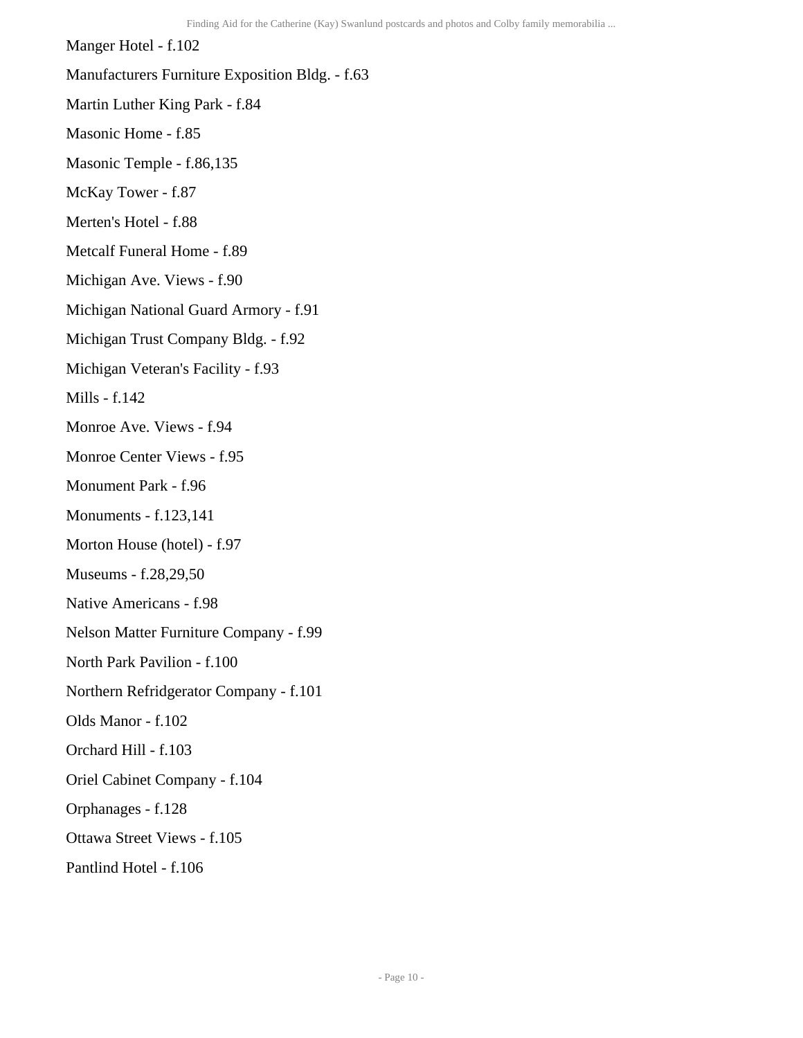Manger Hotel - f.102

Manufacturers Furniture Exposition Bldg. - f.63

Martin Luther King Park - f.84

Masonic Home - f.85

Masonic Temple - f.86,135

McKay Tower - f.87

Merten's Hotel - f.88

Metcalf Funeral Home - f.89

Michigan Ave. Views - f.90

Michigan National Guard Armory - f.91

Michigan Trust Company Bldg. - f.92

Michigan Veteran's Facility - f.93

Mills - f.142

Monroe Ave. Views - f.94

Monroe Center Views - f.95

Monument Park - f.96

Monuments - f.123,141

Morton House (hotel) - f.97

Museums - f.28,29,50

Native Americans - f.98

Nelson Matter Furniture Company - f.99

North Park Pavilion - f.100

Northern Refridgerator Company - f.101

Olds Manor - f.102

Orchard Hill - f.103

Oriel Cabinet Company - f.104

Orphanages - f.128

Ottawa Street Views - f.105

Pantlind Hotel - f.106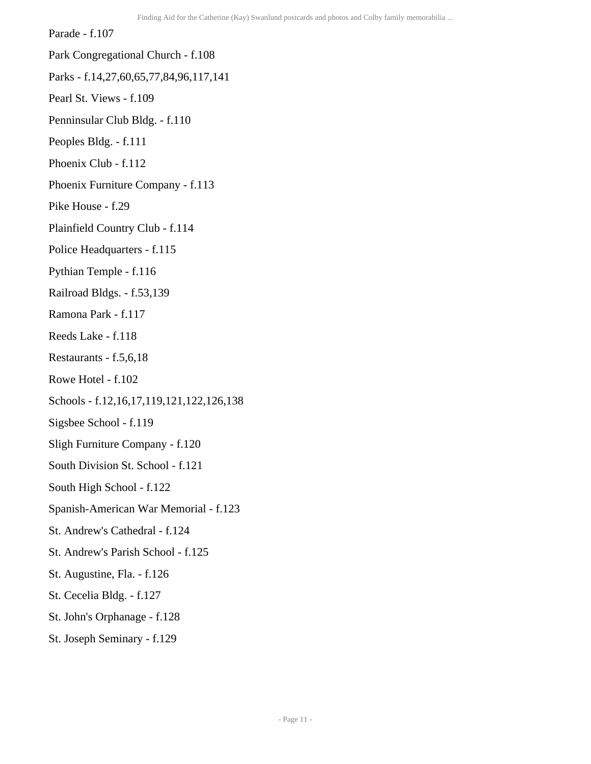Parade - f.107

Park Congregational Church - f.108

Parks - f.14,27,60,65,77,84,96,117,141

Pearl St. Views - f.109

Penninsular Club Bldg. - f.110

Peoples Bldg. - f.111

Phoenix Club - f.112

Phoenix Furniture Company - f.113

Pike House - f.29

Plainfield Country Club - f.114

Police Headquarters - f.115

Pythian Temple - f.116

Railroad Bldgs. - f.53,139

Ramona Park - f.117

Reeds Lake - f.118

Restaurants - f.5,6,18

Rowe Hotel - f.102

Schools - f.12,16,17,119,121,122,126,138

Sigsbee School - f.119

Sligh Furniture Company - f.120

South Division St. School - f.121

South High School - f.122

Spanish-American War Memorial - f.123

St. Andrew's Cathedral - f.124

St. Andrew's Parish School - f.125

St. Augustine, Fla. - f.126

St. Cecelia Bldg. - f.127

St. John's Orphanage - f.128

St. Joseph Seminary - f.129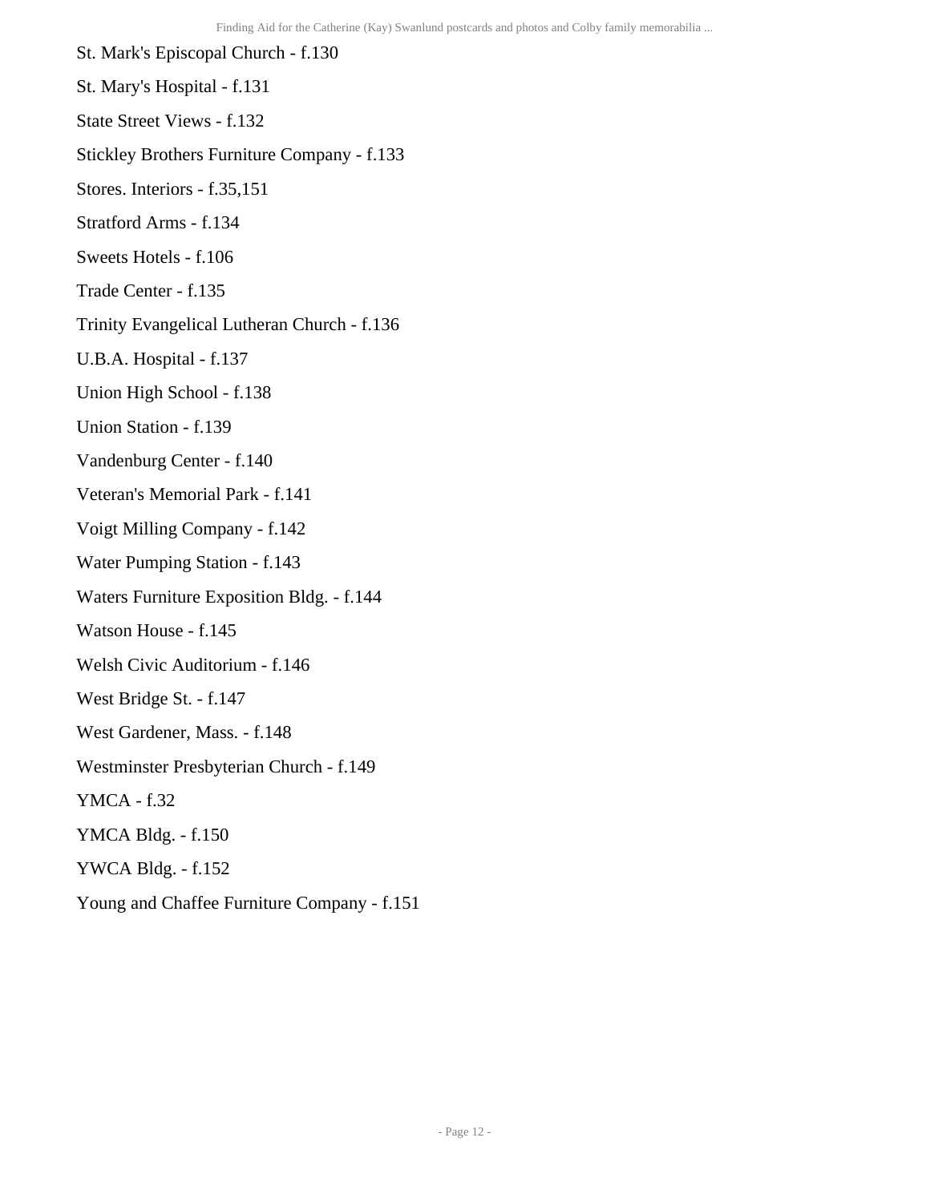St. Mark's Episcopal Church - f.130

St. Mary's Hospital - f.131

State Street Views - f.132

Stickley Brothers Furniture Company - f.133

Stores. Interiors - f.35,151

Stratford Arms - f.134

Sweets Hotels - f.106

Trade Center - f.135

Trinity Evangelical Lutheran Church - f.136

U.B.A. Hospital - f.137

Union High School - f.138

Union Station - f.139

Vandenburg Center - f.140

Veteran's Memorial Park - f.141

Voigt Milling Company - f.142

Water Pumping Station - f.143

Waters Furniture Exposition Bldg. - f.144

Watson House - f.145

Welsh Civic Auditorium - f.146

West Bridge St. - f.147

West Gardener, Mass. - f.148

Westminster Presbyterian Church - f.149

YMCA - f.32

YMCA Bldg. - f.150

YWCA Bldg. - f.152

Young and Chaffee Furniture Company - f.151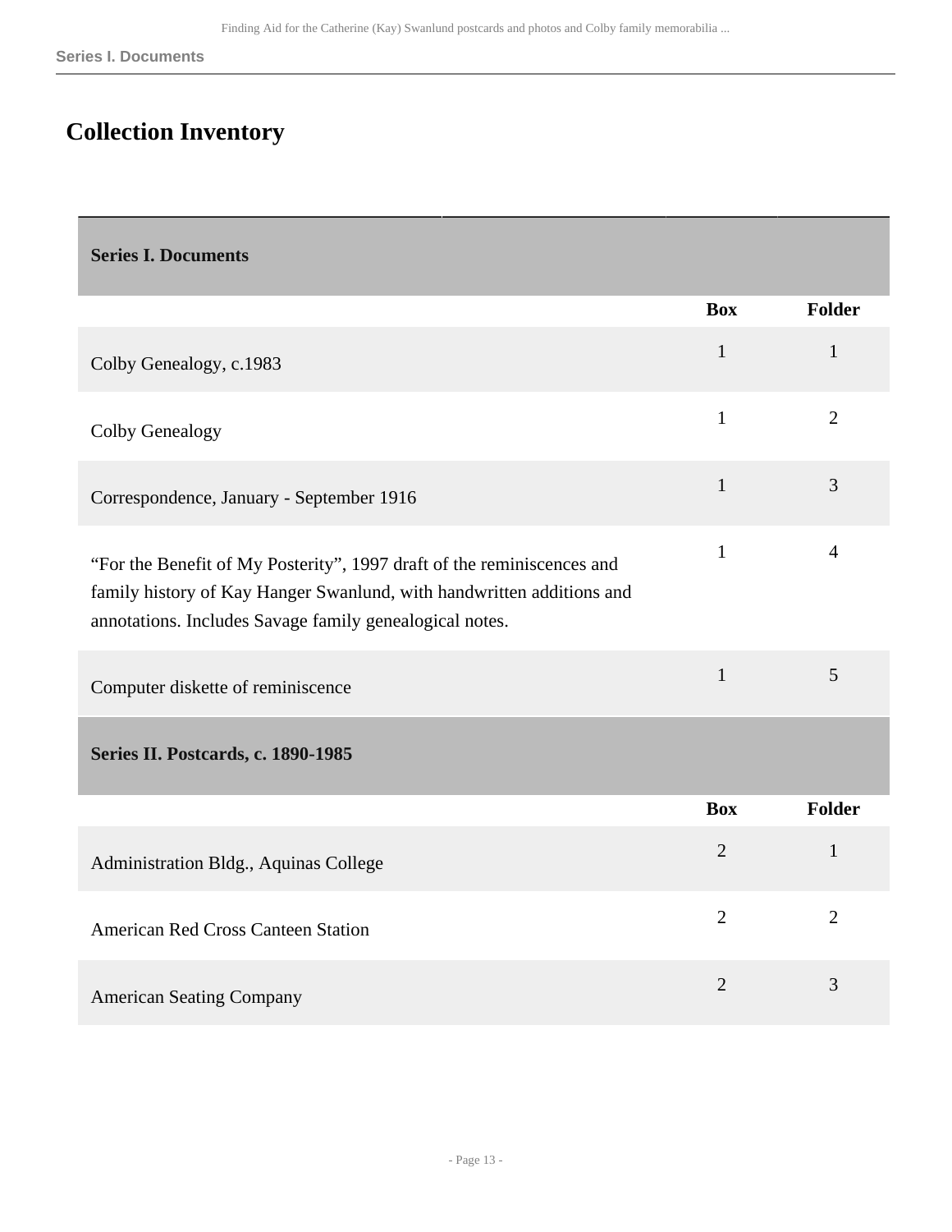## Collection Inventory

| Series I. Documents | | |
|---|---|---|
| | **Box** | **Folder** |
| Colby Genealogy, c.1983 | 1 | 1 |
| Colby Genealogy | 1 | 2 |
| Correspondence, January - September 1916 | 1 | 3 |
| “For the Benefit of My Posterity”, 1997 draft of the reminiscences and family history of Kay Hanger Swanlund, with handwritten additions and annotations. Includes Savage family genealogical notes. | 1 | 4 |
| Computer diskette of reminiscence | 1 | 5 |

| Series II. Postcards, c. 1890-1985 | | |
|---|---|---|
| | **Box** | **Folder** |
| Administration Bldg., Aquinas College | 2 | 1 |
| American Red Cross Canteen Station | 2 | 2 |
| American Seating Company | 2 | 3 |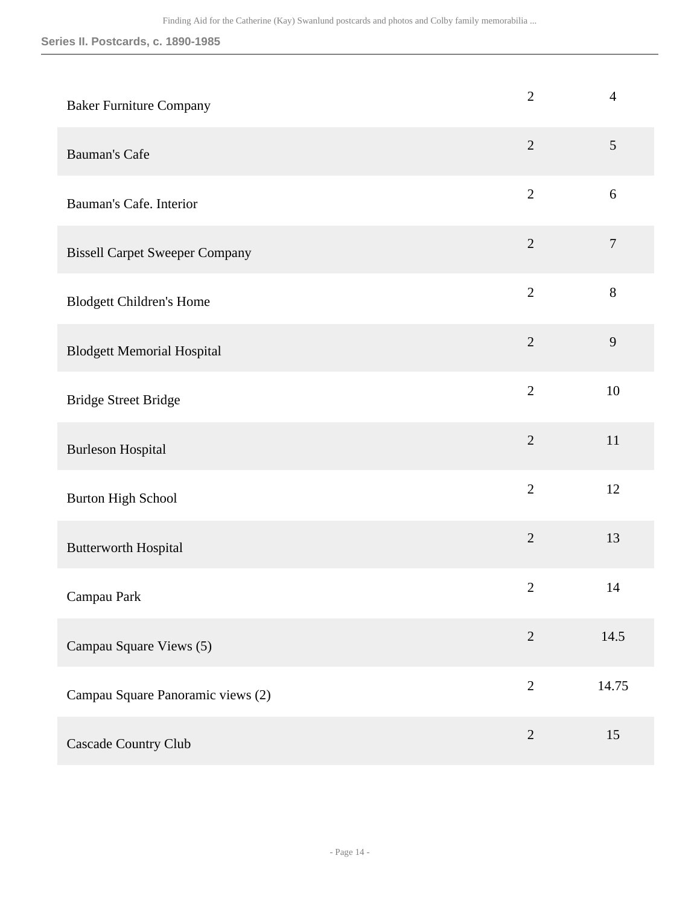| | | |
|---|---|---|
| Baker Furniture Company | 2 | 4 |
| Bauman's Cafe | 2 | 5 |
| Bauman's Cafe. Interior | 2 | 6 |
| Bissell Carpet Sweeper Company | 2 | 7 |
| Blodgett Children's Home | 2 | 8 |
| Blodgett Memorial Hospital | 2 | 9 |
| Bridge Street Bridge | 2 | 10 |
| Burleson Hospital | 2 | 11 |
| Burton High School | 2 | 12 |
| Butterworth Hospital | 2 | 13 |
| Campau Park | 2 | 14 |
| Campau Square Views (5) | 2 | 14.5 |
| Campau Square Panoramic views (2) | 2 | 14.75 |
| Cascade Country Club | 2 | 15 |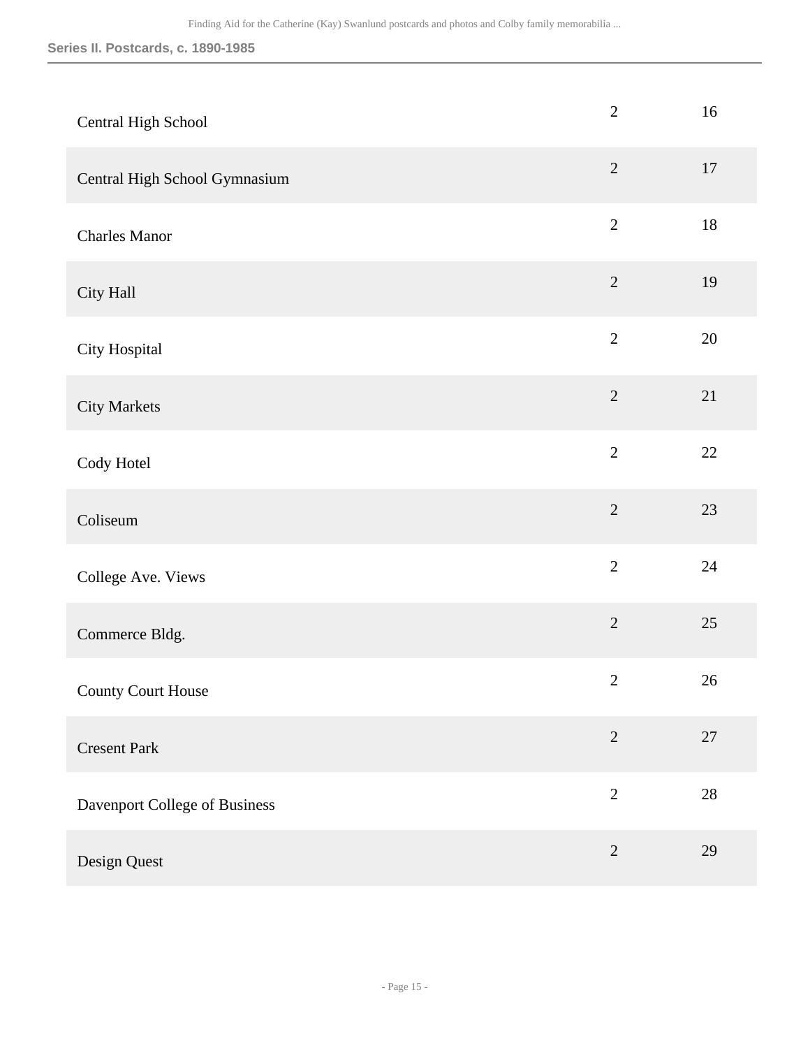| | | |
|---|---|---|
| Central High School | 2 | 16 |
| Central High School Gymnasium | 2 | 17 |
| Charles Manor | 2 | 18 |
| City Hall | 2 | 19 |
| City Hospital | 2 | 20 |
| City Markets | 2 | 21 |
| Cody Hotel | 2 | 22 |
| Coliseum | 2 | 23 |
| College Ave. Views | 2 | 24 |
| Commerce Bldg. | 2 | 25 |
| County Court House | 2 | 26 |
| Cresent Park | 2 | 27 |
| Davenport College of Business | 2 | 28 |
| Design Quest | 2 | 29 |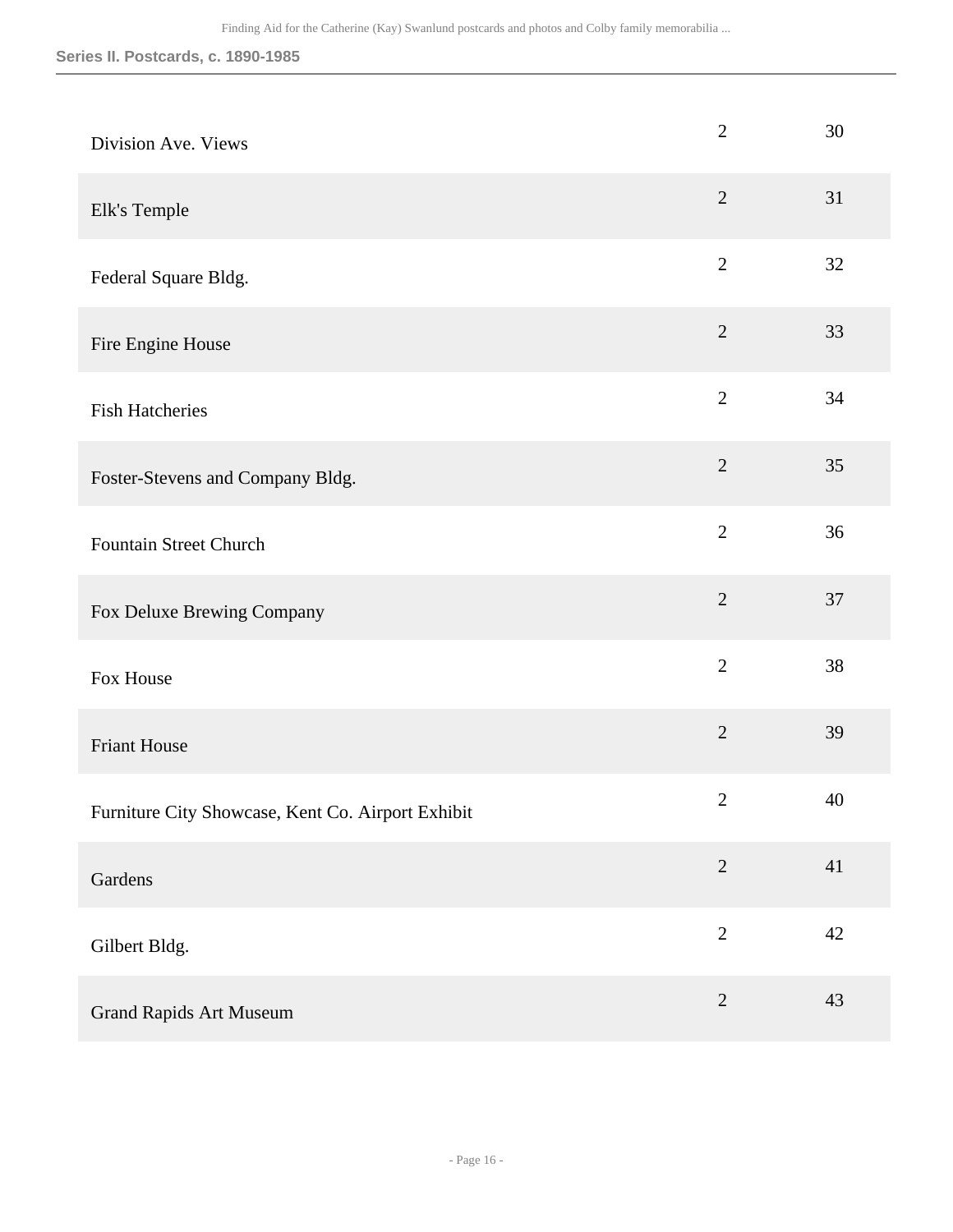| | | |
|---|---|---|
| Division Ave. Views | 2 | 30 |
| Elk's Temple | 2 | 31 |
| Federal Square Bldg. | 2 | 32 |
| Fire Engine House | 2 | 33 |
| Fish Hatcheries | 2 | 34 |
| Foster-Stevens and Company Bldg. | 2 | 35 |
| Fountain Street Church | 2 | 36 |
| Fox Deluxe Brewing Company | 2 | 37 |
| Fox House | 2 | 38 |
| Friant House | 2 | 39 |
| Furniture City Showcase, Kent Co. Airport Exhibit | 2 | 40 |
| Gardens | 2 | 41 |
| Gilbert Bldg. | 2 | 42 |
| Grand Rapids Art Museum | 2 | 43 |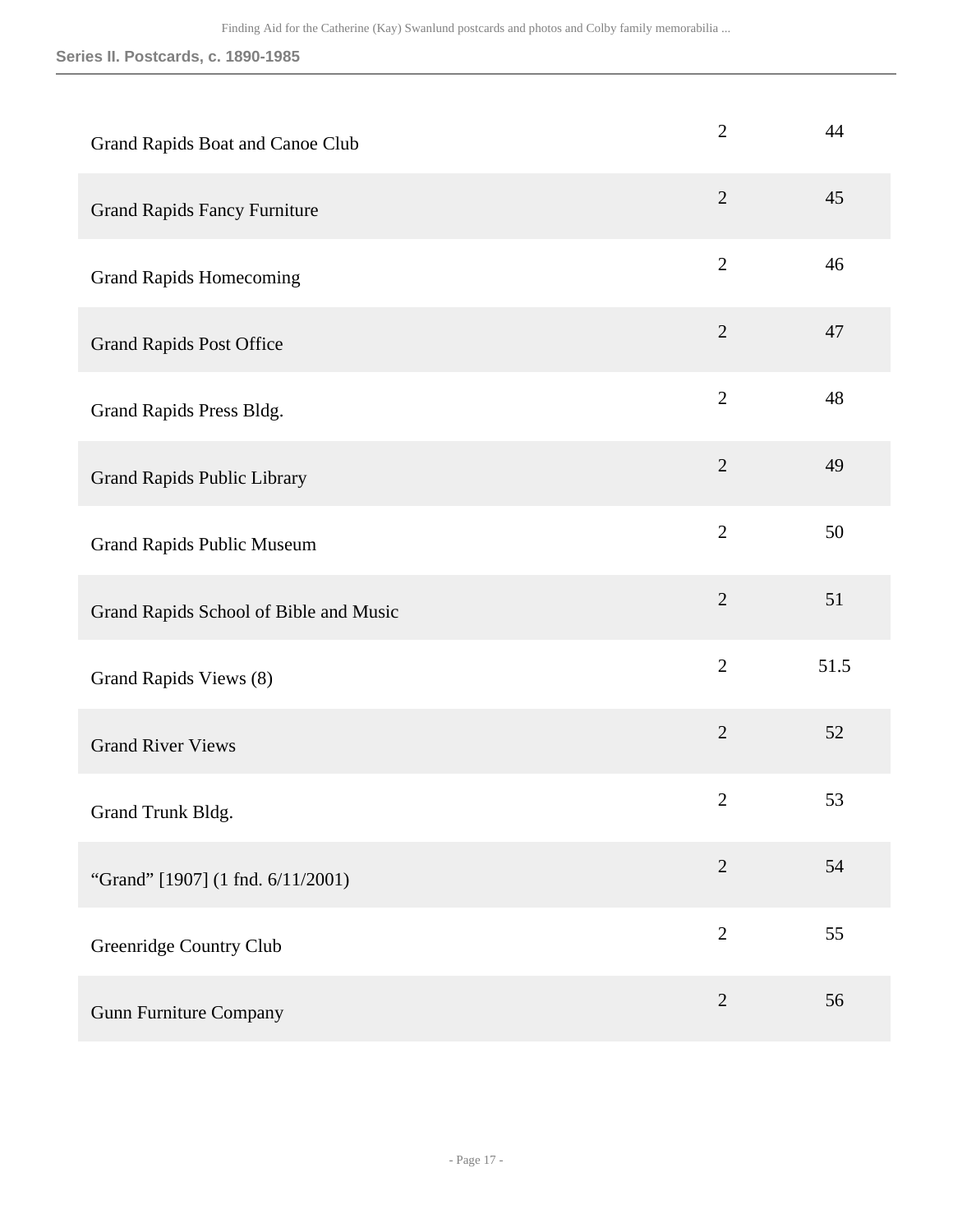| | | |
|---|---|---|
| Grand Rapids Boat and Canoe Club | 2 | 44 |
| Grand Rapids Fancy Furniture | 2 | 45 |
| Grand Rapids Homecoming | 2 | 46 |
| Grand Rapids Post Office | 2 | 47 |
| Grand Rapids Press Bldg. | 2 | 48 |
| Grand Rapids Public Library | 2 | 49 |
| Grand Rapids Public Museum | 2 | 50 |
| Grand Rapids School of Bible and Music | 2 | 51 |
| Grand Rapids Views (8) | 2 | 51.5 |
| Grand River Views | 2 | 52 |
| Grand Trunk Bldg. | 2 | 53 |
| “Grand” [1907] (1 fnd. 6/11/2001) | 2 | 54 |
| Greenridge Country Club | 2 | 55 |
| Gunn Furniture Company | 2 | 56 |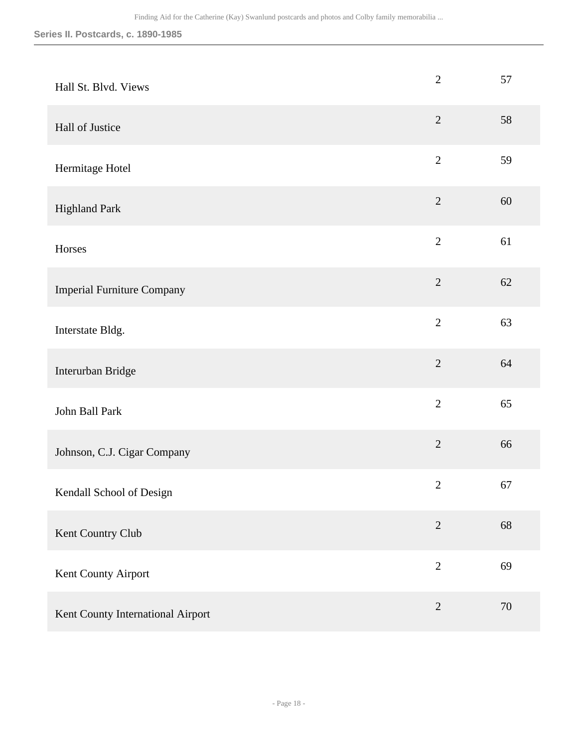| | | |
|---|---|---|
| Hall St. Blvd. Views | 2 | 57 |
| Hall of Justice | 2 | 58 |
| Hermitage Hotel | 2 | 59 |
| Highland Park | 2 | 60 |
| Horses | 2 | 61 |
| Imperial Furniture Company | 2 | 62 |
| Interstate Bldg. | 2 | 63 |
| Interurban Bridge | 2 | 64 |
| John Ball Park | 2 | 65 |
| Johnson, C.J. Cigar Company | 2 | 66 |
| Kendall School of Design | 2 | 67 |
| Kent Country Club | 2 | 68 |
| Kent County Airport | 2 | 69 |
| Kent County International Airport | 2 | 70 |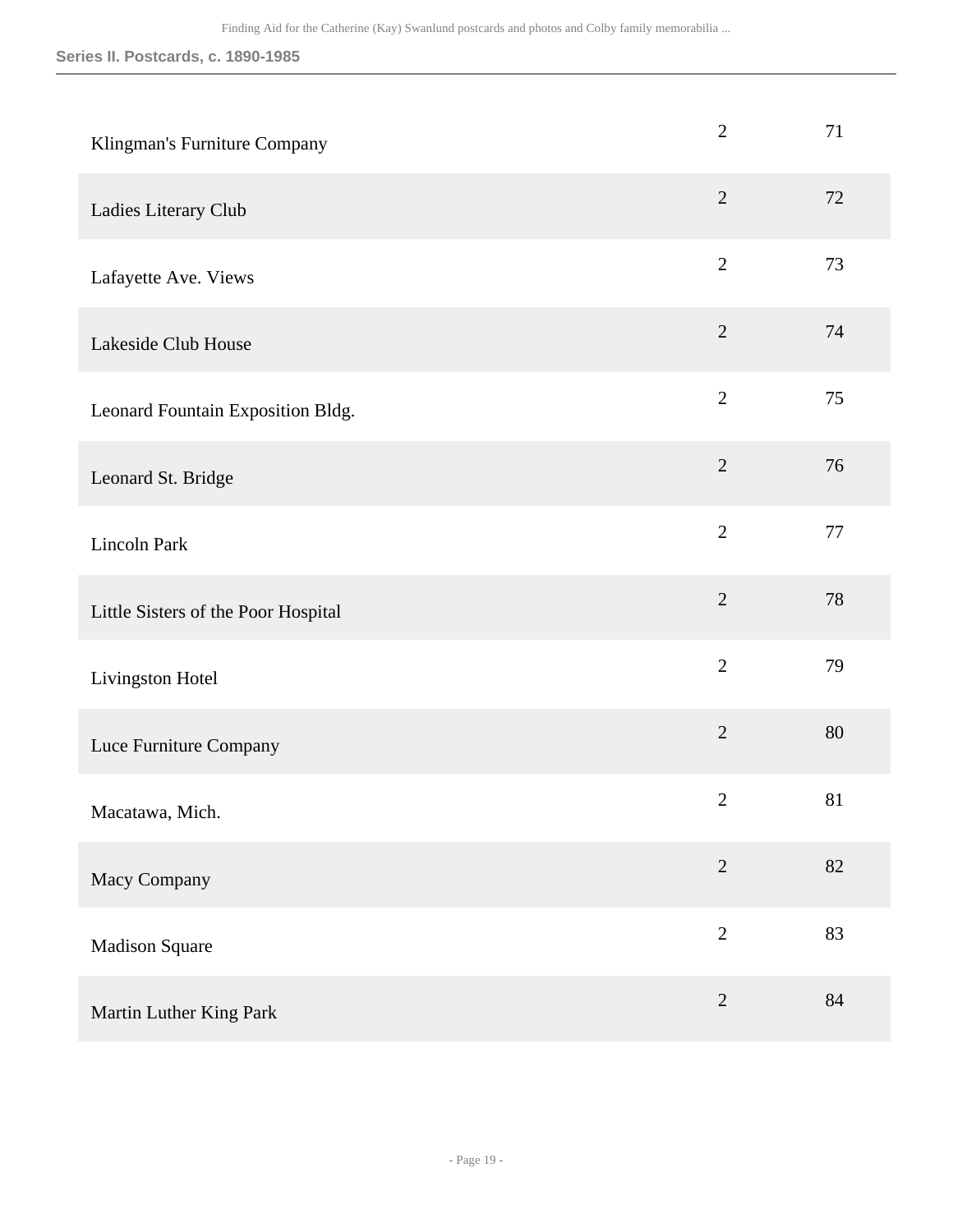| | | |
|---|---|---|
| Klingman's Furniture Company | 2 | 71 |
| Ladies Literary Club | 2 | 72 |
| Lafayette Ave. Views | 2 | 73 |
| Lakeside Club House | 2 | 74 |
| Leonard Fountain Exposition Bldg. | 2 | 75 |
| Leonard St. Bridge | 2 | 76 |
| Lincoln Park | 2 | 77 |
| Little Sisters of the Poor Hospital | 2 | 78 |
| Livingston Hotel | 2 | 79 |
| Luce Furniture Company | 2 | 80 |
| Macatawa, Mich. | 2 | 81 |
| Macy Company | 2 | 82 |
| Madison Square | 2 | 83 |
| Martin Luther King Park | 2 | 84 |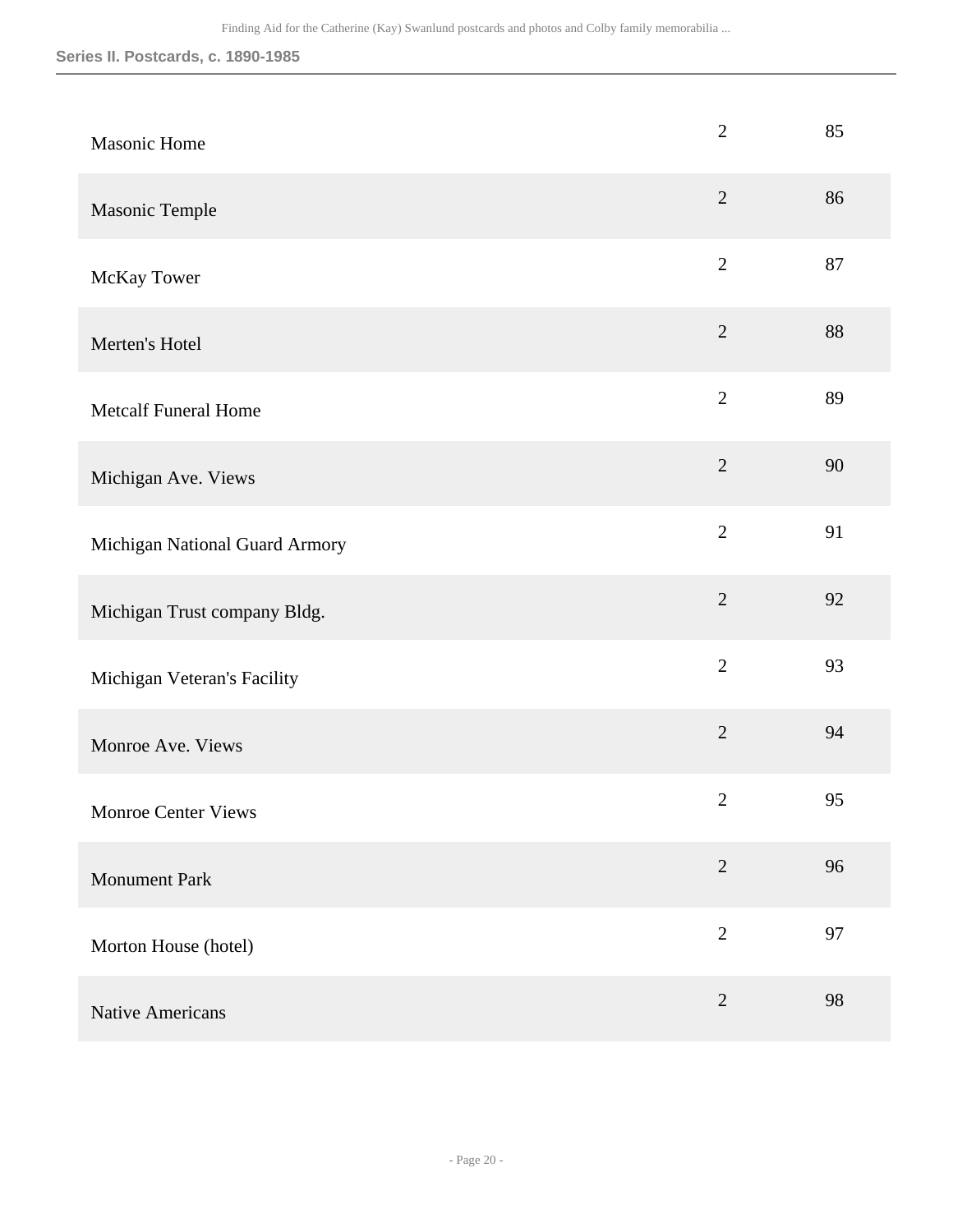| | | |
|---|---|---|
| Masonic Home | 2 | 85 |
| Masonic Temple | 2 | 86 |
| McKay Tower | 2 | 87 |
| Merten's Hotel | 2 | 88 |
| Metcalf Funeral Home | 2 | 89 |
| Michigan Ave. Views | 2 | 90 |
| Michigan National Guard Armory | 2 | 91 |
| Michigan Trust company Bldg. | 2 | 92 |
| Michigan Veteran's Facility | 2 | 93 |
| Monroe Ave. Views | 2 | 94 |
| Monroe Center Views | 2 | 95 |
| Monument Park | 2 | 96 |
| Morton House (hotel) | 2 | 97 |
| Native Americans | 2 | 98 |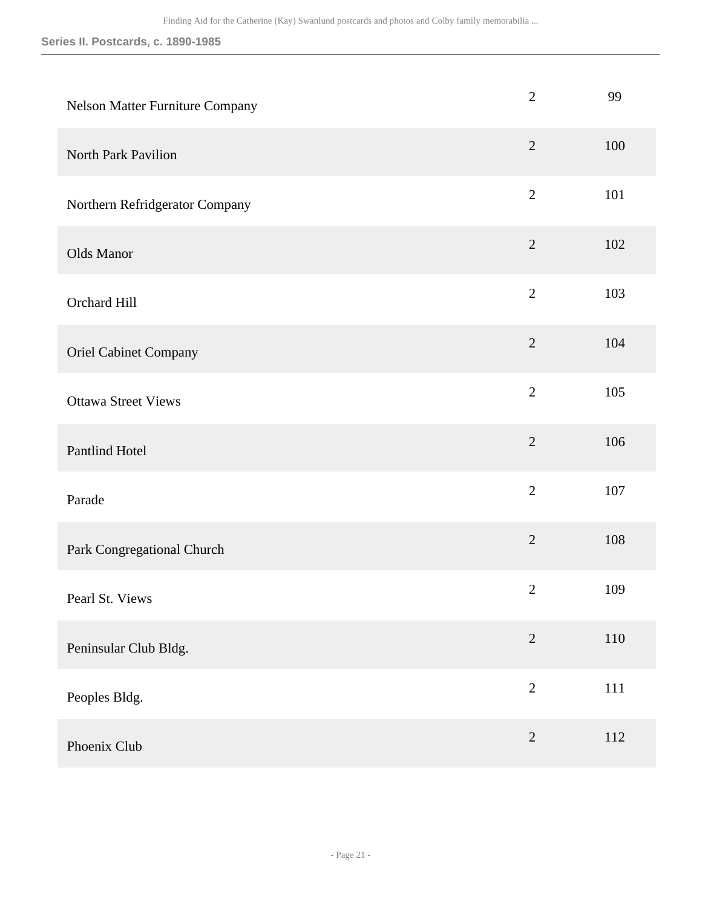| | | |
|---|---|---|
| Nelson Matter Furniture Company | 2 | 99 |
| North Park Pavilion | 2 | 100 |
| Northern Refridgerator Company | 2 | 101 |
| Olds Manor | 2 | 102 |
| Orchard Hill | 2 | 103 |
| Oriel Cabinet Company | 2 | 104 |
| Ottawa Street Views | 2 | 105 |
| Pantlind Hotel | 2 | 106 |
| Parade | 2 | 107 |
| Park Congregational Church | 2 | 108 |
| Pearl St. Views | 2 | 109 |
| Peninsular Club Bldg. | 2 | 110 |
| Peoples Bldg. | 2 | 111 |
| Phoenix Club | 2 | 112 |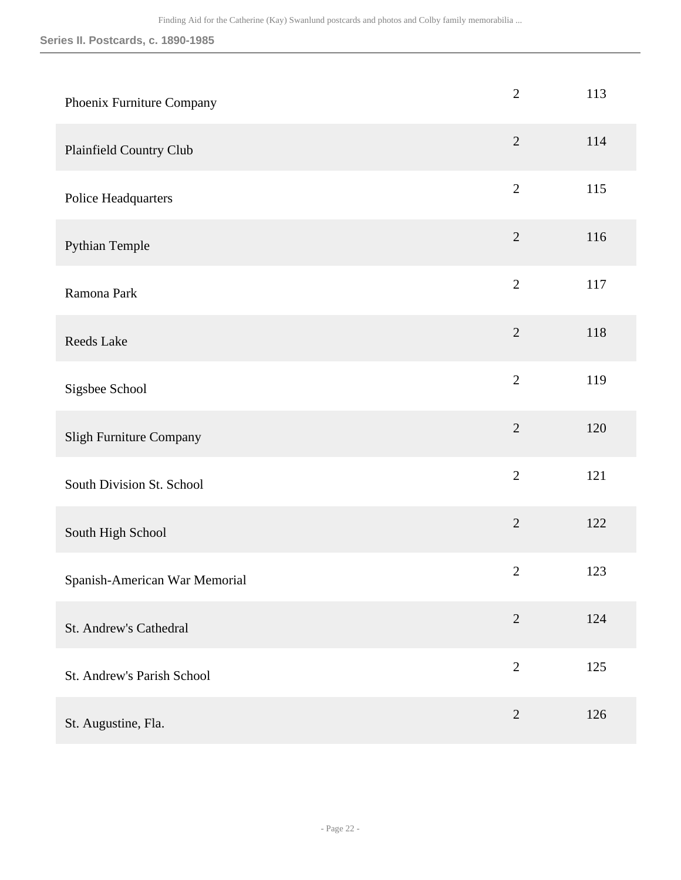| | | |
|---|---|---|
| Phoenix Furniture Company | 2 | 113 |
| Plainfield Country Club | 2 | 114 |
| Police Headquarters | 2 | 115 |
| Pythian Temple | 2 | 116 |
| Ramona Park | 2 | 117 |
| Reeds Lake | 2 | 118 |
| Sigsbee School | 2 | 119 |
| Sligh Furniture Company | 2 | 120 |
| South Division St. School | 2 | 121 |
| South High School | 2 | 122 |
| Spanish-American War Memorial | 2 | 123 |
| St. Andrew's Cathedral | 2 | 124 |
| St. Andrew's Parish School | 2 | 125 |
| St. Augustine, Fla. | 2 | 126 |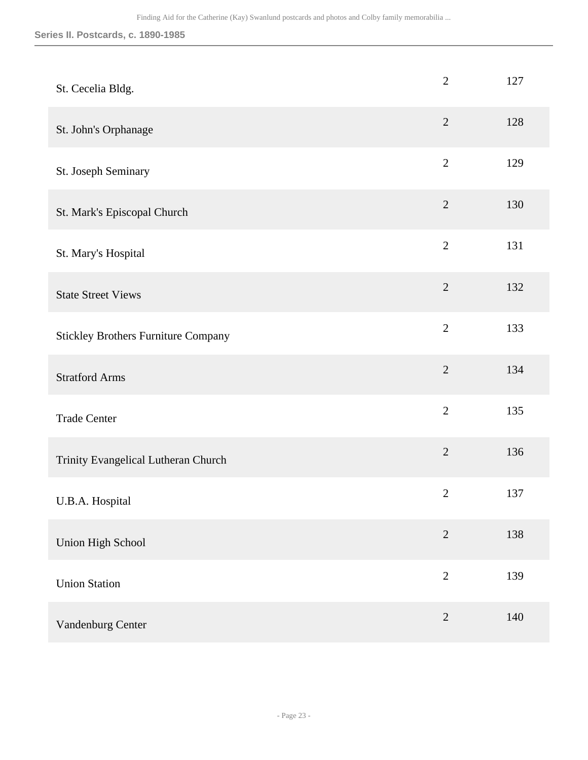| | | |
|---|---|---|
| St. Cecelia Bldg. | 2 | 127 |
| St. John's Orphanage | 2 | 128 |
| St. Joseph Seminary | 2 | 129 |
| St. Mark's Episcopal Church | 2 | 130 |
| St. Mary's Hospital | 2 | 131 |
| State Street Views | 2 | 132 |
| Stickley Brothers Furniture Company | 2 | 133 |
| Stratford Arms | 2 | 134 |
| Trade Center | 2 | 135 |
| Trinity Evangelical Lutheran Church | 2 | 136 |
| U.B.A. Hospital | 2 | 137 |
| Union High School | 2 | 138 |
| Union Station | 2 | 139 |
| Vandenburg Center | 2 | 140 |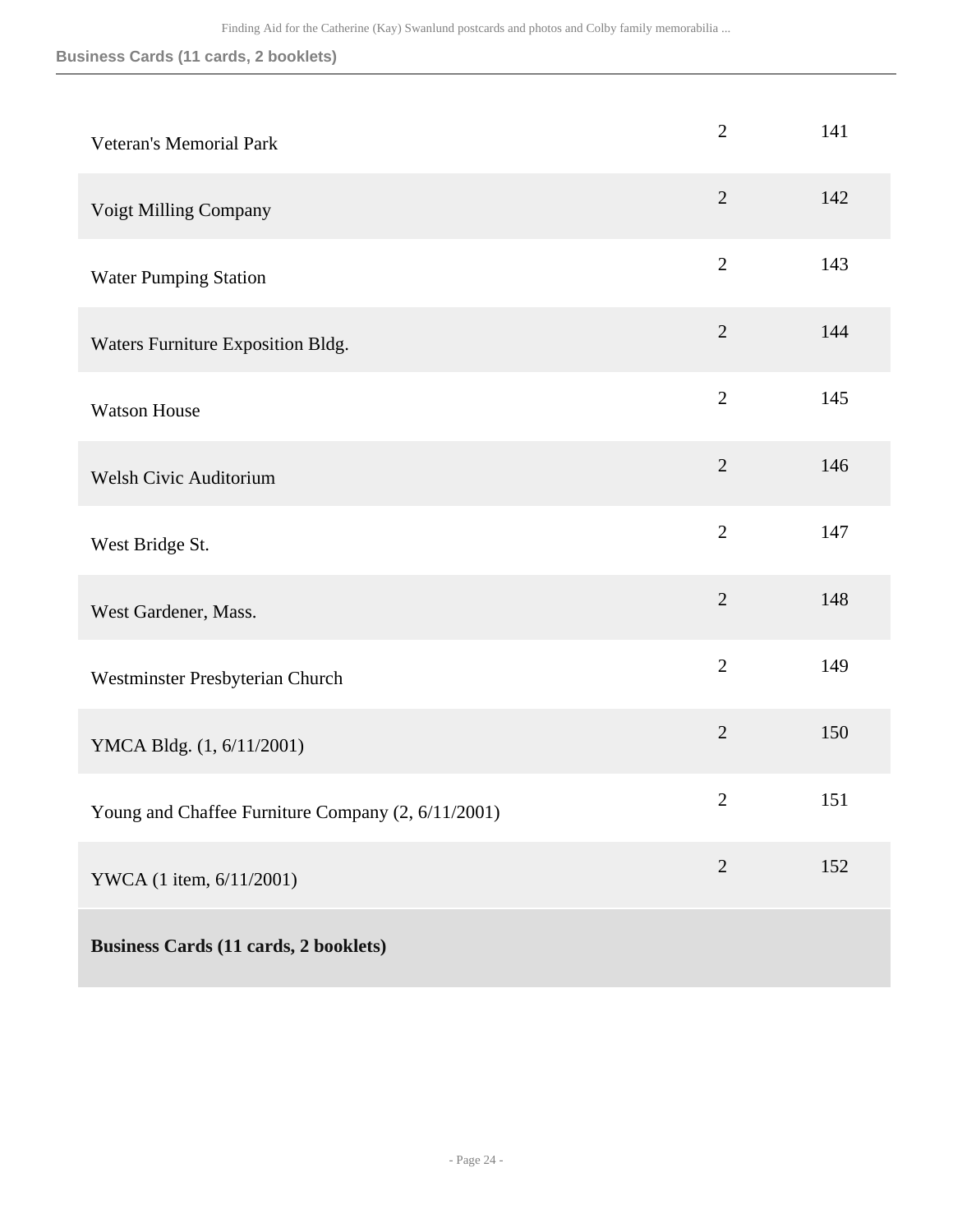| | | |
|---|---|---|
| Veteran's Memorial Park | 2 | 141 |
| Voigt Milling Company | 2 | 142 |
| Water Pumping Station | 2 | 143 |
| Waters Furniture Exposition Bldg. | 2 | 144 |
| Watson House | 2 | 145 |
| Welsh Civic Auditorium | 2 | 146 |
| West Bridge St. | 2 | 147 |
| West Gardener, Mass. | 2 | 148 |
| Westminster Presbyterian Church | 2 | 149 |
| YMCA Bldg. (1, 6/11/2001) | 2 | 150 |
| Young and Chaffee Furniture Company (2, 6/11/2001) | 2 | 151 |
| YWCA (1 item, 6/11/2001) | 2 | 152 |

**Business Cards (11 cards, 2 booklets)**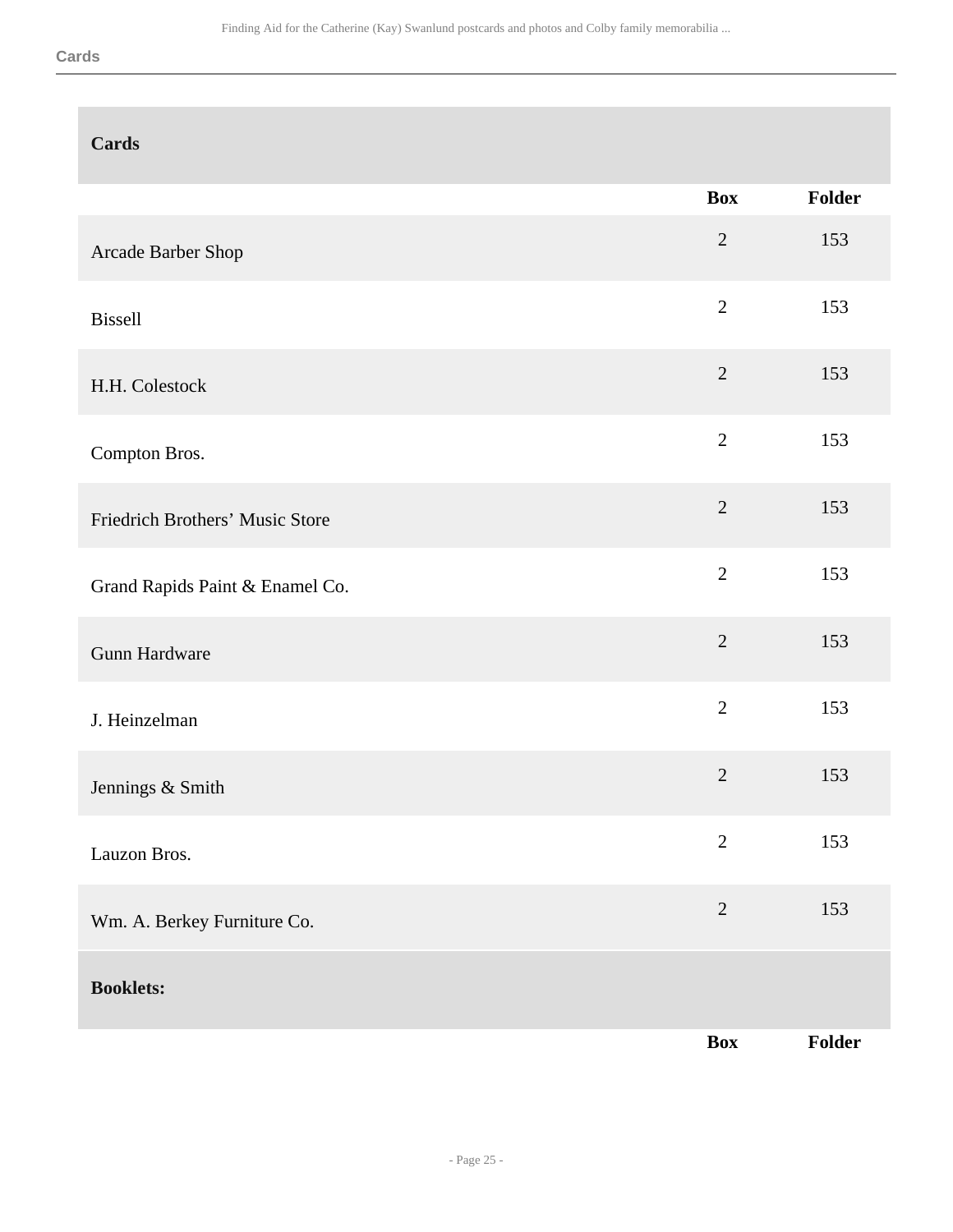## Cards

| | Box | Folder |
|---|---|---|
| Arcade Barber Shop | 2 | 153 |
| Bissell | 2 | 153 |
| H.H. Colestock | 2 | 153 |
| Compton Bros. | 2 | 153 |
| Friedrich Brothers' Music Store | 2 | 153 |
| Grand Rapids Paint & Enamel Co. | 2 | 153 |
| Gunn Hardware | 2 | 153 |
| J. Heinzelman | 2 | 153 |
| Jennings & Smith | 2 | 153 |
| Lauzon Bros. | 2 | 153 |
| Wm. A. Berkey Furniture Co. | 2 | 153 |

## Booklets:

| | Box | Folder |
|---|---|---|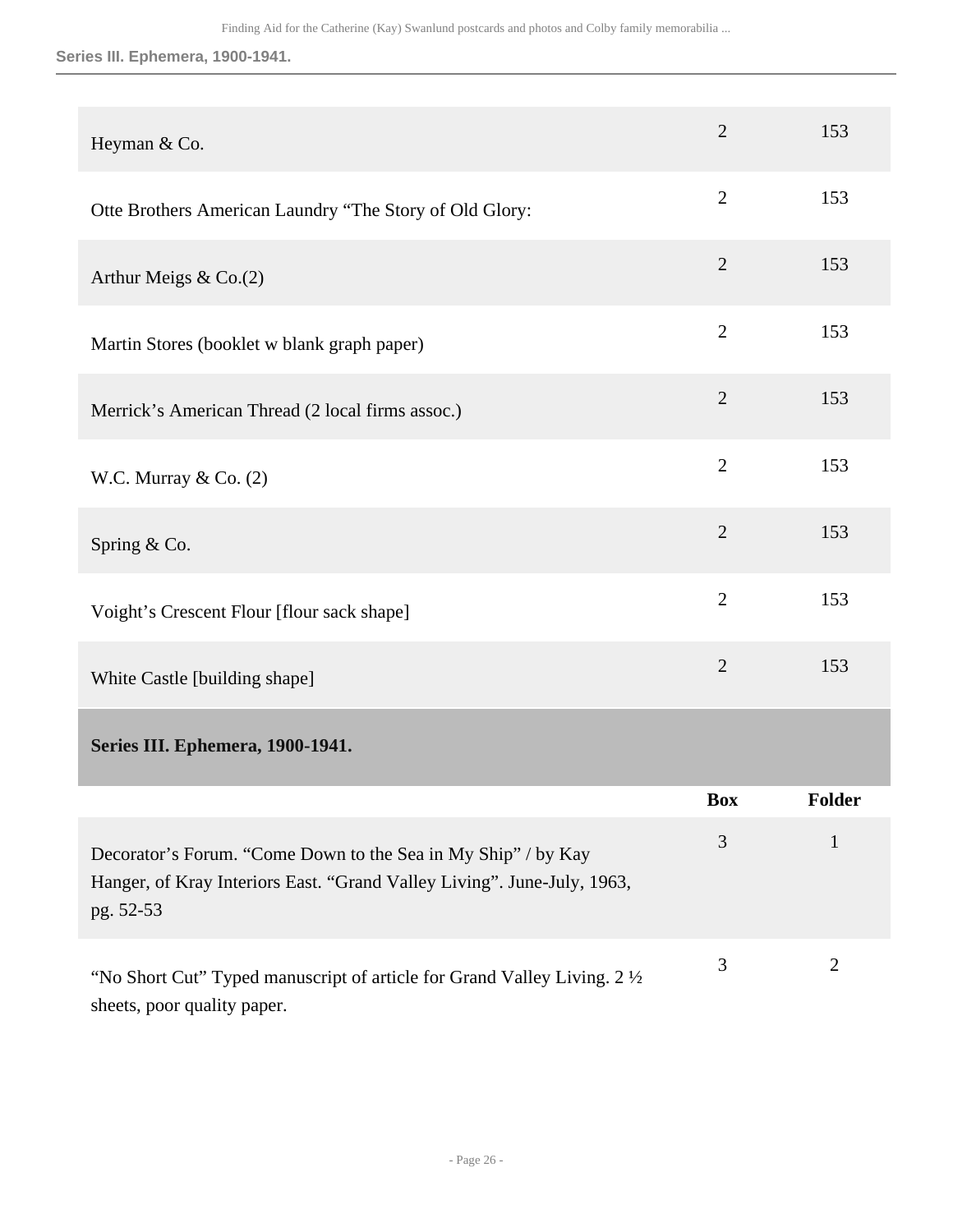| | | |
|---|---|---|
| Heyman & Co. | 2 | 153 |
| Otte Brothers American Laundry "The Story of Old Glory: | 2 | 153 |
| Arthur Meigs & Co.(2) | 2 | 153 |
| Martin Stores (booklet w blank graph paper) | 2 | 153 |
| Merrick's American Thread (2 local firms assoc.) | 2 | 153 |
| W.C. Murray & Co. (2) | 2 | 153 |
| Spring & Co. | 2 | 153 |
| Voight's Crescent Flour [flour sack shape] | 2 | 153 |
| White Castle [building shape] | 2 | 153 |

## Series III. Ephemera, 1900-1941.

| | Box | Folder |
|---|---|---|
| Decorator's Forum. "Come Down to the Sea in My Ship" / by Kay Hanger, of Kray Interiors East. "Grand Valley Living". June-July, 1963, pg. 52-53 | 3 | 1 |
| "No Short Cut" Typed manuscript of article for Grand Valley Living. 2 ½ sheets, poor quality paper. | 3 | 2 |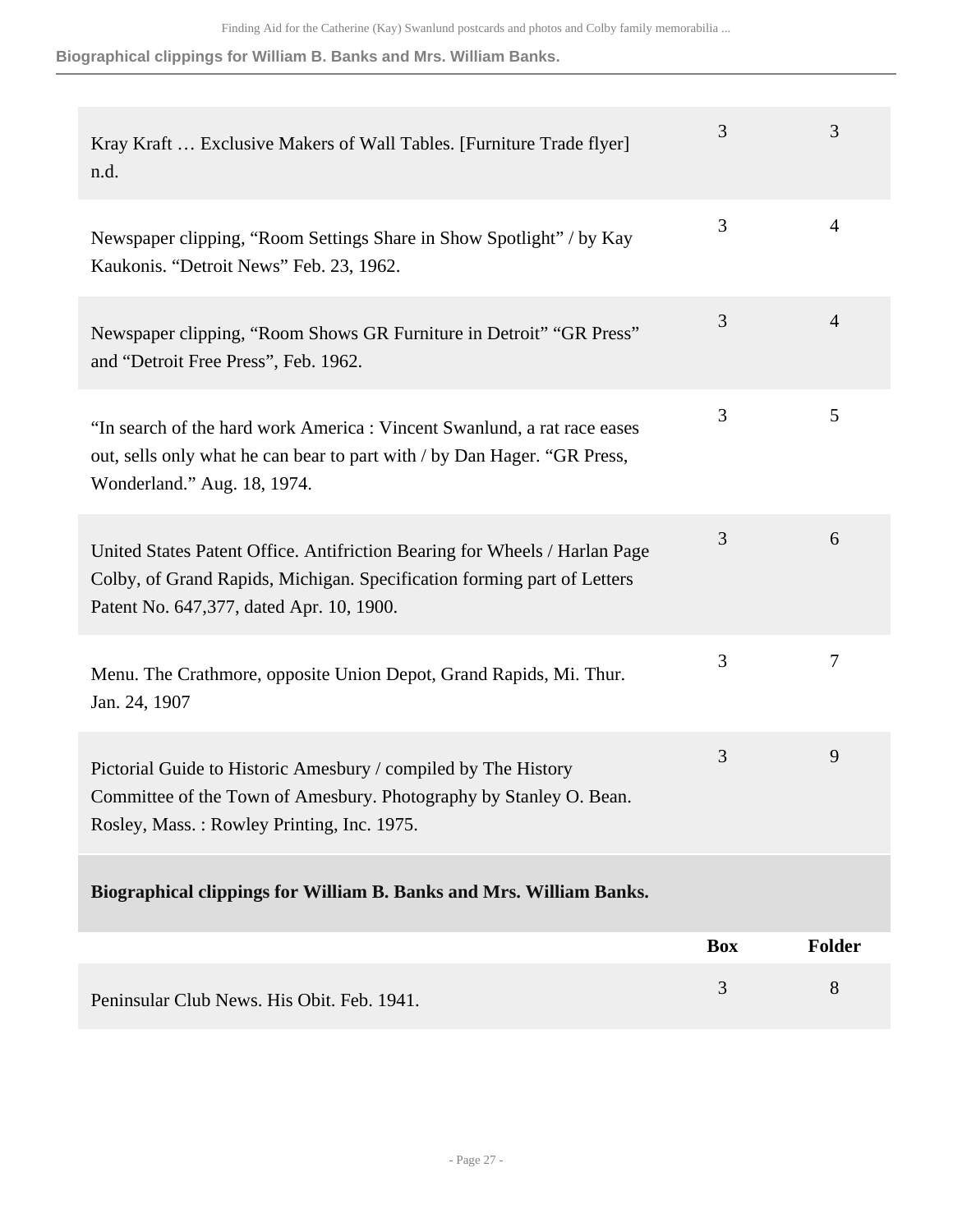| | Box | Folder |
|---|---|---|
| Kray Kraft … Exclusive Makers of Wall Tables. [Furniture Trade flyer] n.d. | 3 | 3 |
| Newspaper clipping, "Room Settings Share in Show Spotlight" / by Kay Kaukonis. "Detroit News" Feb. 23, 1962. | 3 | 4 |
| Newspaper clipping, "Room Shows GR Furniture in Detroit" "GR Press" and "Detroit Free Press", Feb. 1962. | 3 | 4 |
| "In search of the hard work America : Vincent Swanlund, a rat race eases out, sells only what he can bear to part with / by Dan Hager. "GR Press, Wonderland." Aug. 18, 1974. | 3 | 5 |
| United States Patent Office. Antifriction Bearing for Wheels / Harlan Page Colby, of Grand Rapids, Michigan. Specification forming part of Letters Patent No. 647,377, dated Apr. 10, 1900. | 3 | 6 |
| Menu. The Crathmore, opposite Union Depot, Grand Rapids, Mi. Thur. Jan. 24, 1907 | 3 | 7 |
| Pictorial Guide to Historic Amesbury / compiled by The History Committee of the Town of Amesbury. Photography by Stanley O. Bean. Rosley, Mass. : Rowley Printing, Inc. 1975. | 3 | 9 |

### Biographical clippings for William B. Banks and Mrs. William Banks.

| | Box | Folder |
|---|---|---|
| Peninsular Club News. His Obit. Feb. 1941. | 3 | 8 |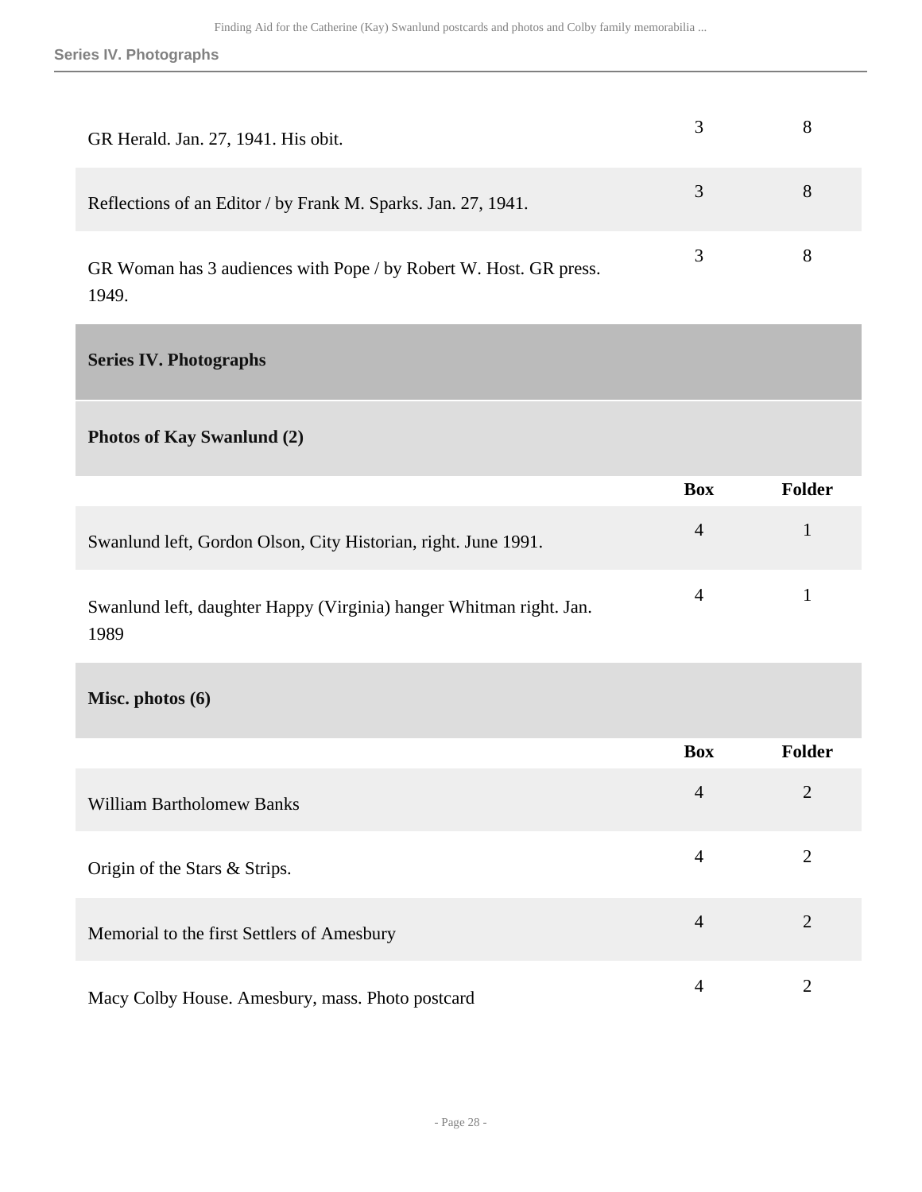| | Box | Folder |
|---|---|---|
| GR Herald. Jan. 27, 1941. His obit. | 3 | 8 |
| Reflections of an Editor / by Frank M. Sparks. Jan. 27, 1941. | 3 | 8 |
| GR Woman has 3 audiences with Pope / by Robert W. Host. GR press. 1949. | 3 | 8 |

## Series IV. Photographs

### Photos of Kay Swanlund (2)

| | Box | Folder |
|---|---|---|
| Swanlund left, Gordon Olson, City Historian, right. June 1991. | 4 | 1 |
| Swanlund left, daughter Happy (Virginia) hanger Whitman right. Jan. 1989 | 4 | 1 |

### Misc. photos (6)

| | Box | Folder |
|---|---|---|
| William Bartholomew Banks | 4 | 2 |
| Origin of the Stars & Strips. | 4 | 2 |
| Memorial to the first Settlers of Amesbury | 4 | 2 |
| Macy Colby House. Amesbury, mass. Photo postcard | 4 | 2 |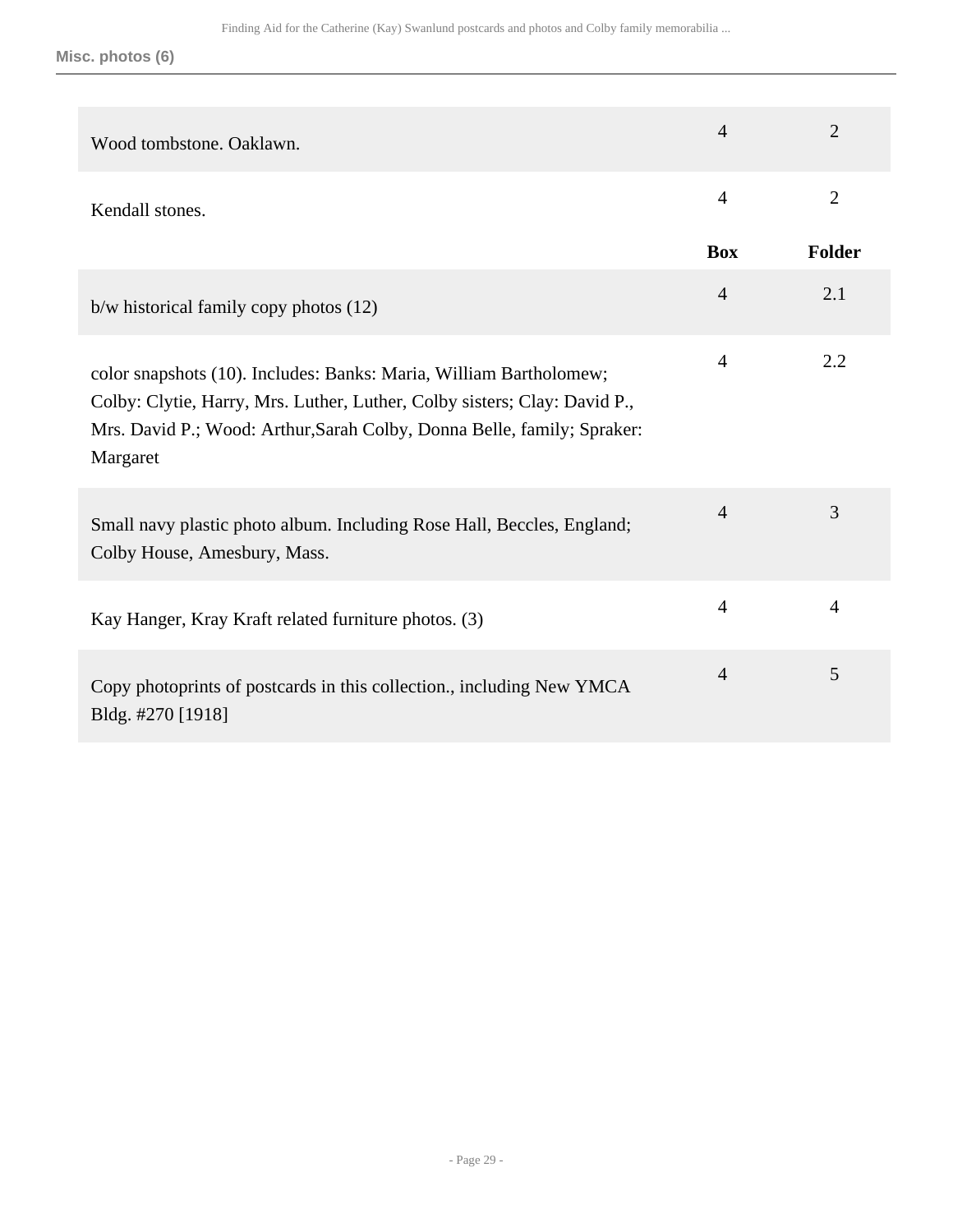**Misc. photos (6)**

| | Box | Folder |
|---|---|---|
| Wood tombstone. Oaklawn. | 4 | 2 |
| Kendall stones. | 4 | 2 |

| | Box | Folder |
|---|---|---|
| b/w historical family copy photos (12) | 4 | 2.1 |
| color snapshots (10). Includes: Banks: Maria, William Bartholomew; Colby: Clytie, Harry, Mrs. Luther, Luther, Colby sisters; Clay: David P., Mrs. David P.; Wood: Arthur,Sarah Colby, Donna Belle, family; Spraker: Margaret | 4 | 2.2 |
| Small navy plastic photo album. Including Rose Hall, Beccles, England; Colby House, Amesbury, Mass. | 4 | 3 |
| Kay Hanger, Kray Kraft related furniture photos. (3) | 4 | 4 |
| Copy photoprints of postcards in this collection., including New YMCA Bldg. #270 [1918] | 4 | 5 |